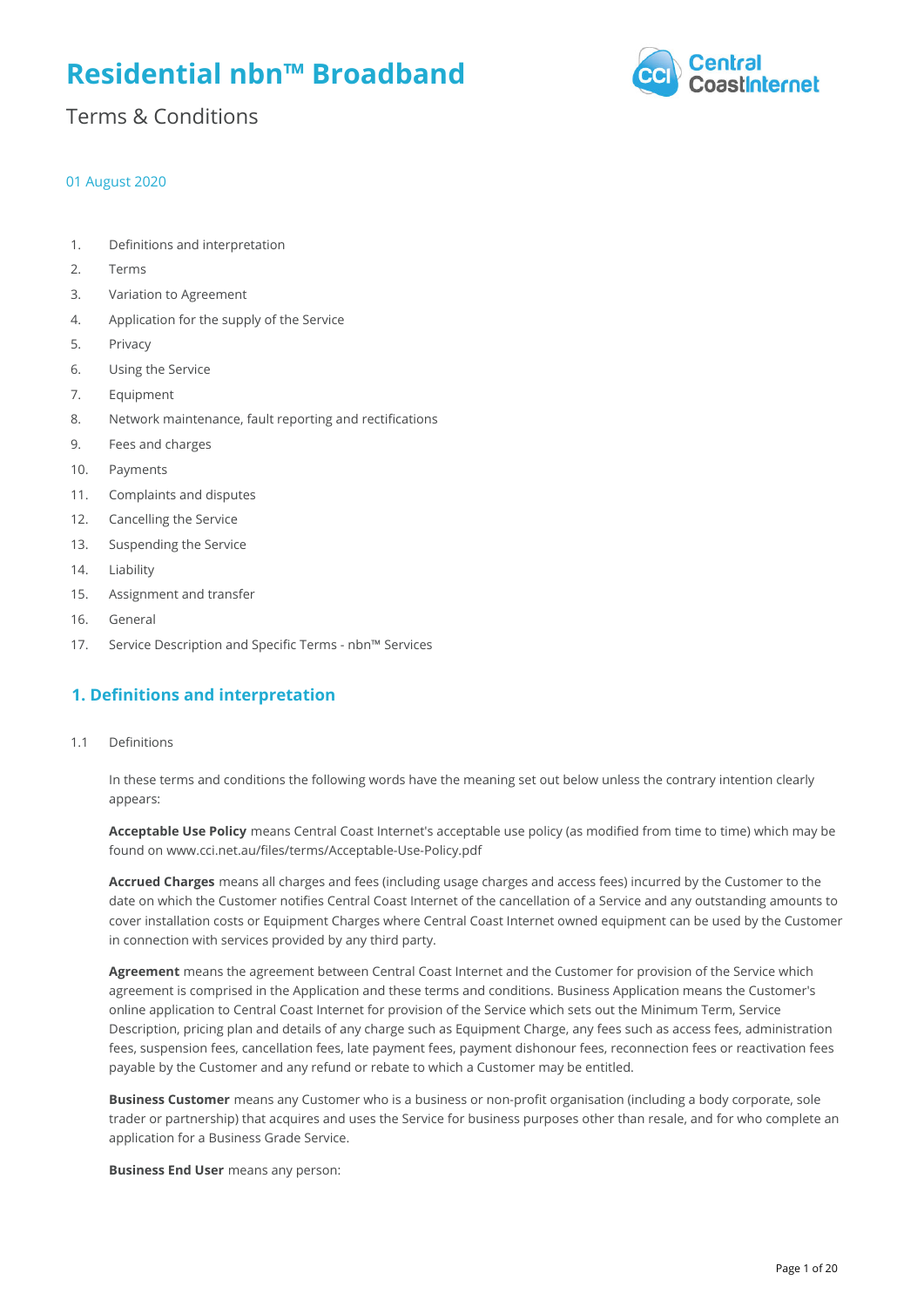# Residential nbn™ Broadband

Terms & Conditions

01 August 2020

1. Definitions and interpretation
2. Terms
3. Variation to Agreement
4. Application for the supply of the Service
5. Privacy
6. Using the Service
7. Equipment
8. Network maintenance, fault reporting and rectifications
9. Fees and charges
10. Payments
11. Complaints and disputes
12. Cancelling the Service
13. Suspending the Service
14. Liability
15. Assignment and transfer
16. General
17. Service Description and Specific Terms - nbn™ Services

## 1. Definitions and interpretation

1.1 Definitions

In these terms and conditions the following words have the meaning set out below unless the contrary intention clearly appears:

**Acceptable Use Policy** means Central Coast Internet's acceptable use policy (as modified from time to time) which may be found on www.cci.net.au/files/terms/Acceptable-Use-Policy.pdf

**Accrued Charges** means all charges and fees (including usage charges and access fees) incurred by the Customer to the date on which the Customer notifies Central Coast Internet of the cancellation of a Service and any outstanding amounts to cover installation costs or Equipment Charges where Central Coast Internet owned equipment can be used by the Customer in connection with services provided by any third party.

**Agreement** means the agreement between Central Coast Internet and the Customer for provision of the Service which agreement is comprised in the Application and these terms and conditions. Business Application means the Customer's online application to Central Coast Internet for provision of the Service which sets out the Minimum Term, Service Description, pricing plan and details of any charge such as Equipment Charge, any fees such as access fees, administration fees, suspension fees, cancellation fees, late payment fees, payment dishonour fees, reconnection fees or reactivation fees payable by the Customer and any refund or rebate to which a Customer may be entitled.

**Business Customer** means any Customer who is a business or non-profit organisation (including a body corporate, sole trader or partnership) that acquires and uses the Service for business purposes other than resale, and for who complete an application for a Business Grade Service.

**Business End User** means any person: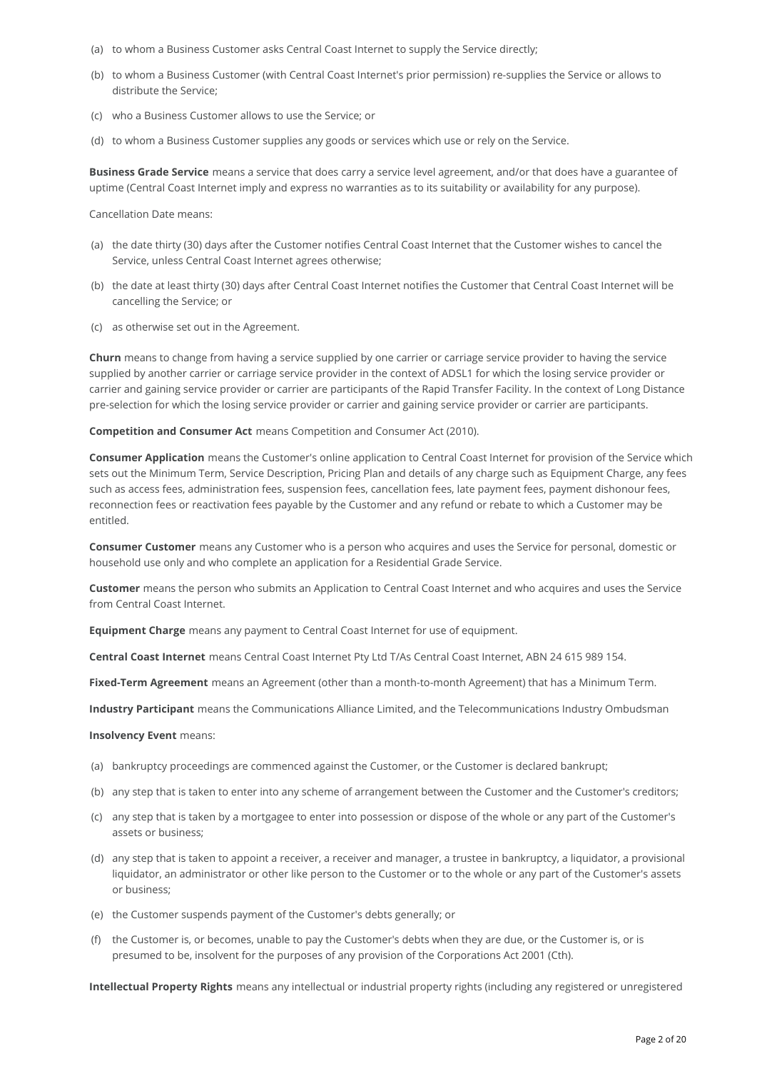(a) to whom a Business Customer asks Central Coast Internet to supply the Service directly;

(b) to whom a Business Customer (with Central Coast Internet's prior permission) re-supplies the Service or allows to distribute the Service;

(c) who a Business Customer allows to use the Service; or

(d) to whom a Business Customer supplies any goods or services which use or rely on the Service.

**Business Grade Service** means a service that does carry a service level agreement, and/or that does have a guarantee of uptime (Central Coast Internet imply and express no warranties as to its suitability or availability for any purpose).

Cancellation Date means:

(a) the date thirty (30) days after the Customer notifies Central Coast Internet that the Customer wishes to cancel the Service, unless Central Coast Internet agrees otherwise;

(b) the date at least thirty (30) days after Central Coast Internet notifies the Customer that Central Coast Internet will be cancelling the Service; or

(c) as otherwise set out in the Agreement.

**Churn** means to change from having a service supplied by one carrier or carriage service provider to having the service supplied by another carrier or carriage service provider in the context of ADSL1 for which the losing service provider or carrier and gaining service provider or carrier are participants of the Rapid Transfer Facility. In the context of Long Distance pre-selection for which the losing service provider or carrier and gaining service provider or carrier are participants.

**Competition and Consumer Act** means Competition and Consumer Act (2010).

**Consumer Application** means the Customer's online application to Central Coast Internet for provision of the Service which sets out the Minimum Term, Service Description, Pricing Plan and details of any charge such as Equipment Charge, any fees such as access fees, administration fees, suspension fees, cancellation fees, late payment fees, payment dishonour fees, reconnection fees or reactivation fees payable by the Customer and any refund or rebate to which a Customer may be entitled.

**Consumer Customer** means any Customer who is a person who acquires and uses the Service for personal, domestic or household use only and who complete an application for a Residential Grade Service.

**Customer** means the person who submits an Application to Central Coast Internet and who acquires and uses the Service from Central Coast Internet.

**Equipment Charge** means any payment to Central Coast Internet for use of equipment.

**Central Coast Internet** means Central Coast Internet Pty Ltd T/As Central Coast Internet, ABN 24 615 989 154.

**Fixed-Term Agreement** means an Agreement (other than a month-to-month Agreement) that has a Minimum Term.

**Industry Participant** means the Communications Alliance Limited, and the Telecommunications Industry Ombudsman

**Insolvency Event** means:

(a) bankruptcy proceedings are commenced against the Customer, or the Customer is declared bankrupt;

(b) any step that is taken to enter into any scheme of arrangement between the Customer and the Customer's creditors;

(c) any step that is taken by a mortgagee to enter into possession or dispose of the whole or any part of the Customer's assets or business;

(d) any step that is taken to appoint a receiver, a receiver and manager, a trustee in bankruptcy, a liquidator, a provisional liquidator, an administrator or other like person to the Customer or to the whole or any part of the Customer's assets or business;

(e) the Customer suspends payment of the Customer's debts generally; or

(f) the Customer is, or becomes, unable to pay the Customer's debts when they are due, or the Customer is, or is presumed to be, insolvent for the purposes of any provision of the Corporations Act 2001 (Cth).

**Intellectual Property Rights** means any intellectual or industrial property rights (including any registered or unregistered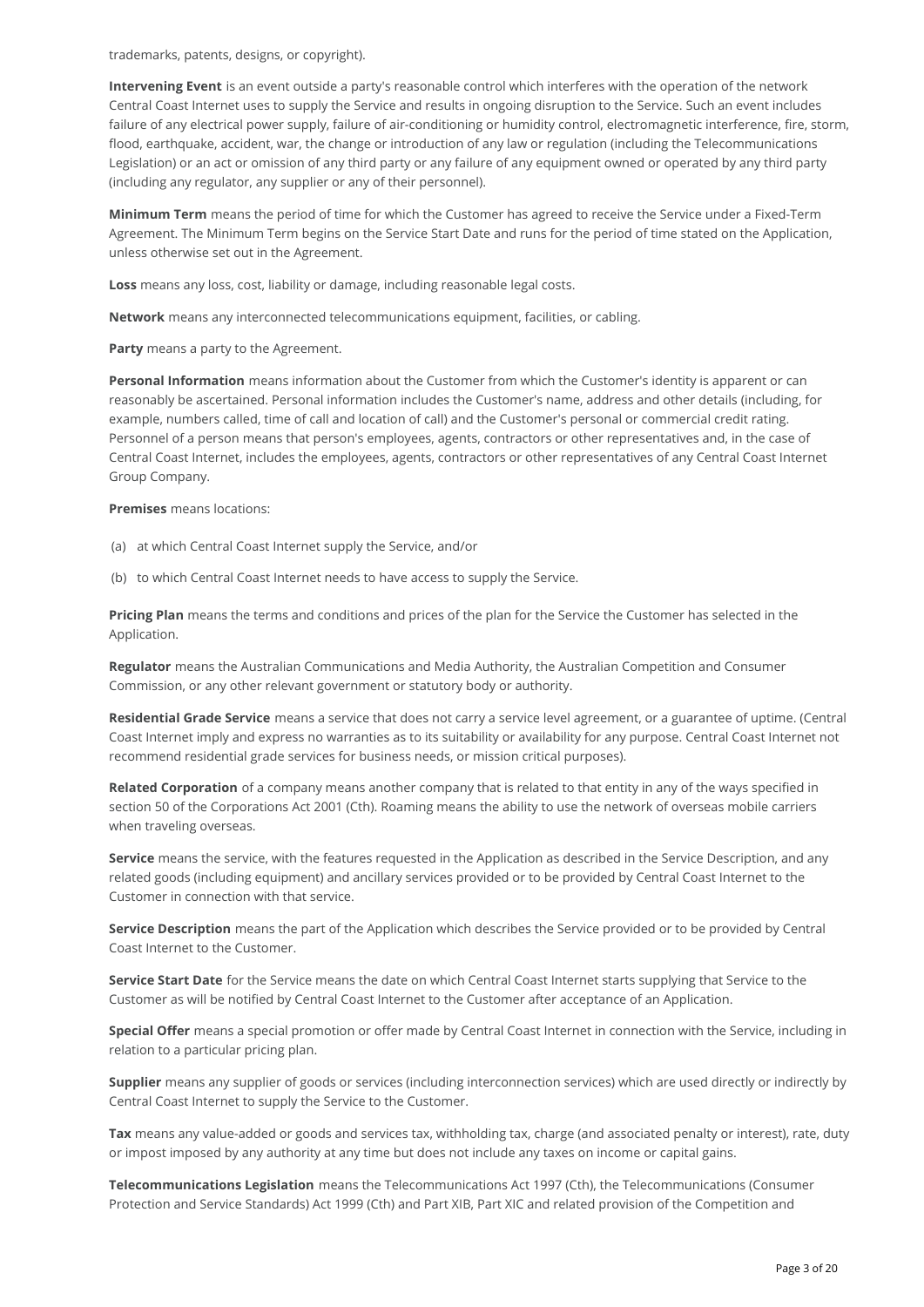trademarks, patents, designs, or copyright).

**Intervening Event** is an event outside a party's reasonable control which interferes with the operation of the network Central Coast Internet uses to supply the Service and results in ongoing disruption to the Service. Such an event includes failure of any electrical power supply, failure of air-conditioning or humidity control, electromagnetic interference, fire, storm, flood, earthquake, accident, war, the change or introduction of any law or regulation (including the Telecommunications Legislation) or an act or omission of any third party or any failure of any equipment owned or operated by any third party (including any regulator, any supplier or any of their personnel).

**Minimum Term** means the period of time for which the Customer has agreed to receive the Service under a Fixed-Term Agreement. The Minimum Term begins on the Service Start Date and runs for the period of time stated on the Application, unless otherwise set out in the Agreement.

**Loss** means any loss, cost, liability or damage, including reasonable legal costs.

**Network** means any interconnected telecommunications equipment, facilities, or cabling.

**Party** means a party to the Agreement.

**Personal Information** means information about the Customer from which the Customer's identity is apparent or can reasonably be ascertained. Personal information includes the Customer's name, address and other details (including, for example, numbers called, time of call and location of call) and the Customer's personal or commercial credit rating. Personnel of a person means that person's employees, agents, contractors or other representatives and, in the case of Central Coast Internet, includes the employees, agents, contractors or other representatives of any Central Coast Internet Group Company.

**Premises** means locations:

(a) at which Central Coast Internet supply the Service, and/or

(b) to which Central Coast Internet needs to have access to supply the Service.

**Pricing Plan** means the terms and conditions and prices of the plan for the Service the Customer has selected in the Application.

**Regulator** means the Australian Communications and Media Authority, the Australian Competition and Consumer Commission, or any other relevant government or statutory body or authority.

**Residential Grade Service** means a service that does not carry a service level agreement, or a guarantee of uptime. (Central Coast Internet imply and express no warranties as to its suitability or availability for any purpose. Central Coast Internet not recommend residential grade services for business needs, or mission critical purposes).

**Related Corporation** of a company means another company that is related to that entity in any of the ways specified in section 50 of the Corporations Act 2001 (Cth). Roaming means the ability to use the network of overseas mobile carriers when traveling overseas.

**Service** means the service, with the features requested in the Application as described in the Service Description, and any related goods (including equipment) and ancillary services provided or to be provided by Central Coast Internet to the Customer in connection with that service.

**Service Description** means the part of the Application which describes the Service provided or to be provided by Central Coast Internet to the Customer.

**Service Start Date** for the Service means the date on which Central Coast Internet starts supplying that Service to the Customer as will be notified by Central Coast Internet to the Customer after acceptance of an Application.

**Special Offer** means a special promotion or offer made by Central Coast Internet in connection with the Service, including in relation to a particular pricing plan.

**Supplier** means any supplier of goods or services (including interconnection services) which are used directly or indirectly by Central Coast Internet to supply the Service to the Customer.

**Tax** means any value-added or goods and services tax, withholding tax, charge (and associated penalty or interest), rate, duty or impost imposed by any authority at any time but does not include any taxes on income or capital gains.

**Telecommunications Legislation** means the Telecommunications Act 1997 (Cth), the Telecommunications (Consumer Protection and Service Standards) Act 1999 (Cth) and Part XIB, Part XIC and related provision of the Competition and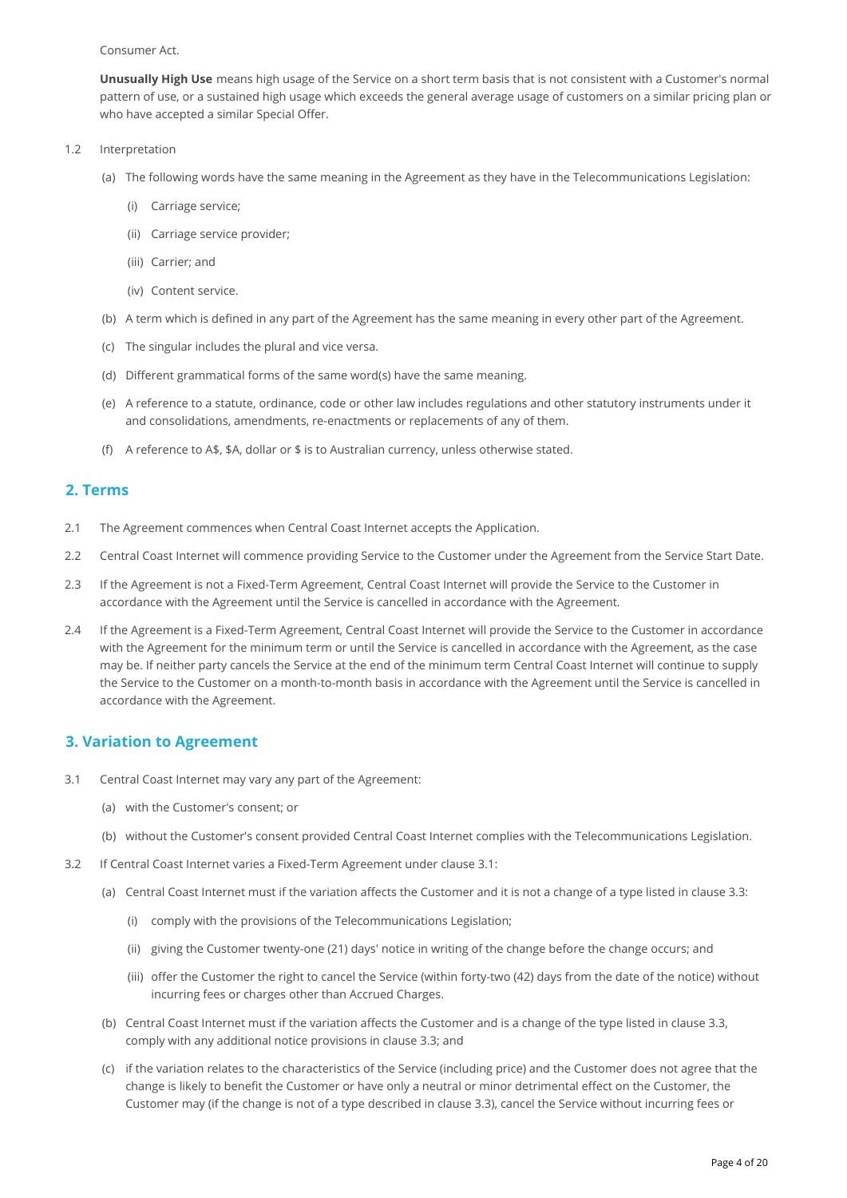Consumer Act.

**Unusually High Use** means high usage of the Service on a short term basis that is not consistent with a Customer's normal pattern of use, or a sustained high usage which exceeds the general average usage of customers on a similar pricing plan or who have accepted a similar Special Offer.

1.2 Interpretation

(a) The following words have the same meaning in the Agreement as they have in the Telecommunications Legislation:

(i) Carriage service;

(ii) Carriage service provider;

(iii) Carrier; and

(iv) Content service.

(b) A term which is defined in any part of the Agreement has the same meaning in every other part of the Agreement.

(c) The singular includes the plural and vice versa.

(d) Different grammatical forms of the same word(s) have the same meaning.

(e) A reference to a statute, ordinance, code or other law includes regulations and other statutory instruments under it and consolidations, amendments, re-enactments or replacements of any of them.

(f) A reference to A$, $A, dollar or $ is to Australian currency, unless otherwise stated.

## 2. Terms

2.1 The Agreement commences when Central Coast Internet accepts the Application.

2.2 Central Coast Internet will commence providing Service to the Customer under the Agreement from the Service Start Date.

2.3 If the Agreement is not a Fixed-Term Agreement, Central Coast Internet will provide the Service to the Customer in accordance with the Agreement until the Service is cancelled in accordance with the Agreement.

2.4 If the Agreement is a Fixed-Term Agreement, Central Coast Internet will provide the Service to the Customer in accordance with the Agreement for the minimum term or until the Service is cancelled in accordance with the Agreement, as the case may be. If neither party cancels the Service at the end of the minimum term Central Coast Internet will continue to supply the Service to the Customer on a month-to-month basis in accordance with the Agreement until the Service is cancelled in accordance with the Agreement.

## 3. Variation to Agreement

3.1 Central Coast Internet may vary any part of the Agreement:

(a) with the Customer's consent; or

(b) without the Customer's consent provided Central Coast Internet complies with the Telecommunications Legislation.

3.2 If Central Coast Internet varies a Fixed-Term Agreement under clause 3.1:

(a) Central Coast Internet must if the variation affects the Customer and it is not a change of a type listed in clause 3.3:

(i) comply with the provisions of the Telecommunications Legislation;

(ii) giving the Customer twenty-one (21) days' notice in writing of the change before the change occurs; and

(iii) offer the Customer the right to cancel the Service (within forty-two (42) days from the date of the notice) without incurring fees or charges other than Accrued Charges.

(b) Central Coast Internet must if the variation affects the Customer and is a change of the type listed in clause 3.3, comply with any additional notice provisions in clause 3.3; and

(c) if the variation relates to the characteristics of the Service (including price) and the Customer does not agree that the change is likely to benefit the Customer or have only a neutral or minor detrimental effect on the Customer, the Customer may (if the change is not of a type described in clause 3.3), cancel the Service without incurring fees or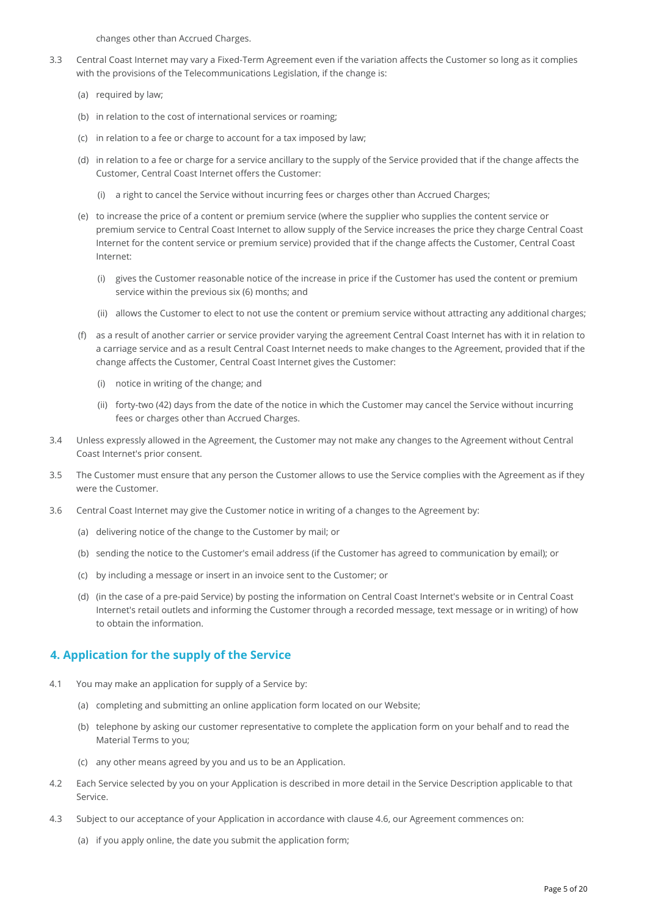changes other than Accrued Charges.

3.3 Central Coast Internet may vary a Fixed-Term Agreement even if the variation affects the Customer so long as it complies with the provisions of the Telecommunications Legislation, if the change is:

(a) required by law;

(b) in relation to the cost of international services or roaming;

(c) in relation to a fee or charge to account for a tax imposed by law;

(d) in relation to a fee or charge for a service ancillary to the supply of the Service provided that if the change affects the Customer, Central Coast Internet offers the Customer:

(i) a right to cancel the Service without incurring fees or charges other than Accrued Charges;

(e) to increase the price of a content or premium service (where the supplier who supplies the content service or premium service to Central Coast Internet to allow supply of the Service increases the price they charge Central Coast Internet for the content service or premium service) provided that if the change affects the Customer, Central Coast Internet:

(i) gives the Customer reasonable notice of the increase in price if the Customer has used the content or premium service within the previous six (6) months; and

(ii) allows the Customer to elect to not use the content or premium service without attracting any additional charges;

(f) as a result of another carrier or service provider varying the agreement Central Coast Internet has with it in relation to a carriage service and as a result Central Coast Internet needs to make changes to the Agreement, provided that if the change affects the Customer, Central Coast Internet gives the Customer:

(i) notice in writing of the change; and

(ii) forty-two (42) days from the date of the notice in which the Customer may cancel the Service without incurring fees or charges other than Accrued Charges.

3.4 Unless expressly allowed in the Agreement, the Customer may not make any changes to the Agreement without Central Coast Internet's prior consent.

3.5 The Customer must ensure that any person the Customer allows to use the Service complies with the Agreement as if they were the Customer.

3.6 Central Coast Internet may give the Customer notice in writing of a changes to the Agreement by:

(a) delivering notice of the change to the Customer by mail; or

(b) sending the notice to the Customer's email address (if the Customer has agreed to communication by email); or

(c) by including a message or insert in an invoice sent to the Customer; or

(d) (in the case of a pre-paid Service) by posting the information on Central Coast Internet's website or in Central Coast Internet's retail outlets and informing the Customer through a recorded message, text message or in writing) of how to obtain the information.

## 4. Application for the supply of the Service

4.1 You may make an application for supply of a Service by:

(a) completing and submitting an online application form located on our Website;

(b) telephone by asking our customer representative to complete the application form on your behalf and to read the Material Terms to you;

(c) any other means agreed by you and us to be an Application.

4.2 Each Service selected by you on your Application is described in more detail in the Service Description applicable to that Service.

4.3 Subject to our acceptance of your Application in accordance with clause 4.6, our Agreement commences on:

(a) if you apply online, the date you submit the application form;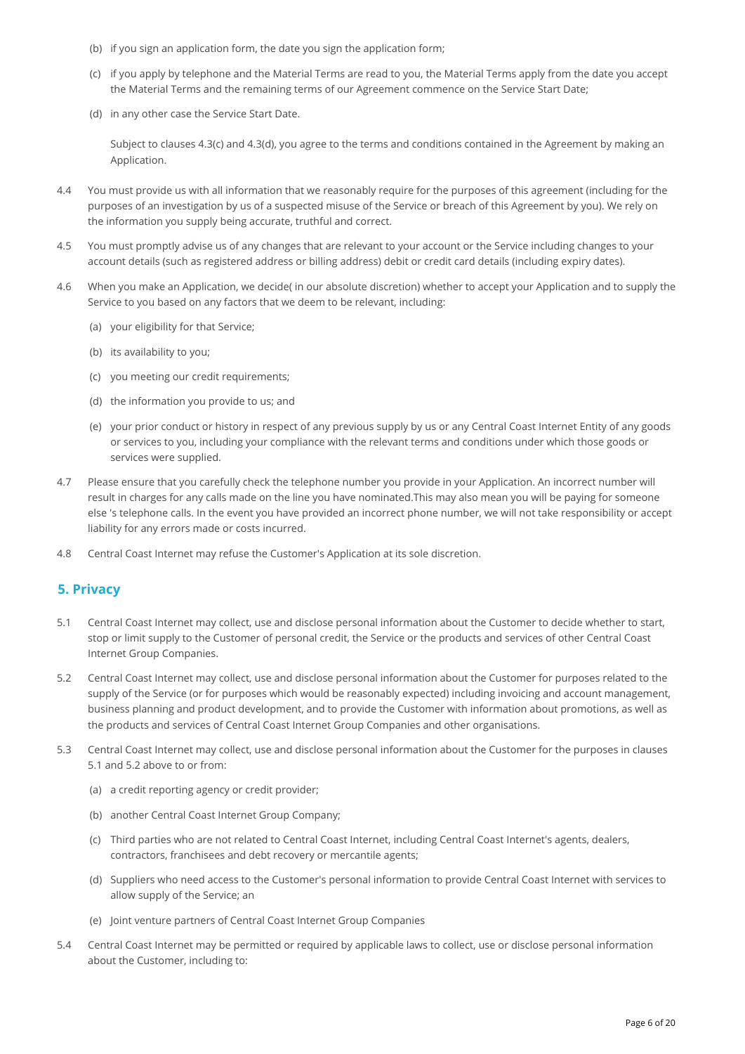(b) if you sign an application form, the date you sign the application form;

(c) if you apply by telephone and the Material Terms are read to you, the Material Terms apply from the date you accept the Material Terms and the remaining terms of our Agreement commence on the Service Start Date;

(d) in any other case the Service Start Date.

Subject to clauses 4.3(c) and 4.3(d), you agree to the terms and conditions contained in the Agreement by making an Application.

4.4 You must provide us with all information that we reasonably require for the purposes of this agreement (including for the purposes of an investigation by us of a suspected misuse of the Service or breach of this Agreement by you). We rely on the information you supply being accurate, truthful and correct.

4.5 You must promptly advise us of any changes that are relevant to your account or the Service including changes to your account details (such as registered address or billing address) debit or credit card details (including expiry dates).

4.6 When you make an Application, we decide( in our absolute discretion) whether to accept your Application and to supply the Service to you based on any factors that we deem to be relevant, including:

(a) your eligibility for that Service;

(b) its availability to you;

(c) you meeting our credit requirements;

(d) the information you provide to us; and

(e) your prior conduct or history in respect of any previous supply by us or any Central Coast Internet Entity of any goods or services to you, including your compliance with the relevant terms and conditions under which those goods or services were supplied.

4.7 Please ensure that you carefully check the telephone number you provide in your Application. An incorrect number will result in charges for any calls made on the line you have nominated.This may also mean you will be paying for someone else 's telephone calls. In the event you have provided an incorrect phone number, we will not take responsibility or accept liability for any errors made or costs incurred.

4.8 Central Coast Internet may refuse the Customer's Application at its sole discretion.

## 5. Privacy

5.1 Central Coast Internet may collect, use and disclose personal information about the Customer to decide whether to start, stop or limit supply to the Customer of personal credit, the Service or the products and services of other Central Coast Internet Group Companies.

5.2 Central Coast Internet may collect, use and disclose personal information about the Customer for purposes related to the supply of the Service (or for purposes which would be reasonably expected) including invoicing and account management, business planning and product development, and to provide the Customer with information about promotions, as well as the products and services of Central Coast Internet Group Companies and other organisations.

5.3 Central Coast Internet may collect, use and disclose personal information about the Customer for the purposes in clauses 5.1 and 5.2 above to or from:

(a) a credit reporting agency or credit provider;

(b) another Central Coast Internet Group Company;

(c) Third parties who are not related to Central Coast Internet, including Central Coast Internet's agents, dealers, contractors, franchisees and debt recovery or mercantile agents;

(d) Suppliers who need access to the Customer's personal information to provide Central Coast Internet with services to allow supply of the Service; an

(e) Joint venture partners of Central Coast Internet Group Companies

5.4 Central Coast Internet may be permitted or required by applicable laws to collect, use or disclose personal information about the Customer, including to: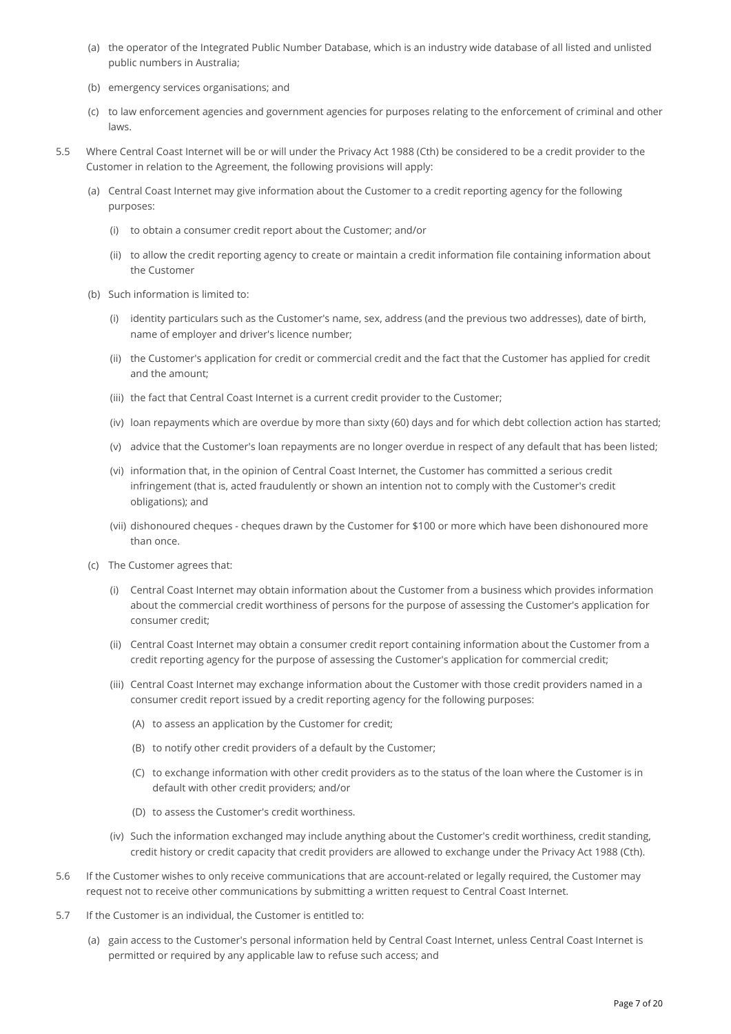(a) the operator of the Integrated Public Number Database, which is an industry wide database of all listed and unlisted public numbers in Australia;

(b) emergency services organisations; and

(c) to law enforcement agencies and government agencies for purposes relating to the enforcement of criminal and other laws.

5.5 Where Central Coast Internet will be or will under the Privacy Act 1988 (Cth) be considered to be a credit provider to the Customer in relation to the Agreement, the following provisions will apply:

(a) Central Coast Internet may give information about the Customer to a credit reporting agency for the following purposes:

(i) to obtain a consumer credit report about the Customer; and/or

(ii) to allow the credit reporting agency to create or maintain a credit information file containing information about the Customer

(b) Such information is limited to:

(i) identity particulars such as the Customer's name, sex, address (and the previous two addresses), date of birth, name of employer and driver's licence number;

(ii) the Customer's application for credit or commercial credit and the fact that the Customer has applied for credit and the amount;

(iii) the fact that Central Coast Internet is a current credit provider to the Customer;

(iv) loan repayments which are overdue by more than sixty (60) days and for which debt collection action has started;

(v) advice that the Customer's loan repayments are no longer overdue in respect of any default that has been listed;

(vi) information that, in the opinion of Central Coast Internet, the Customer has committed a serious credit infringement (that is, acted fraudulently or shown an intention not to comply with the Customer's credit obligations); and

(vii) dishonoured cheques - cheques drawn by the Customer for $100 or more which have been dishonoured more than once.

(c) The Customer agrees that:

(i) Central Coast Internet may obtain information about the Customer from a business which provides information about the commercial credit worthiness of persons for the purpose of assessing the Customer's application for consumer credit;

(ii) Central Coast Internet may obtain a consumer credit report containing information about the Customer from a credit reporting agency for the purpose of assessing the Customer's application for commercial credit;

(iii) Central Coast Internet may exchange information about the Customer with those credit providers named in a consumer credit report issued by a credit reporting agency for the following purposes:

(A) to assess an application by the Customer for credit;

(B) to notify other credit providers of a default by the Customer;

(C) to exchange information with other credit providers as to the status of the loan where the Customer is in default with other credit providers; and/or

(D) to assess the Customer's credit worthiness.

(iv) Such the information exchanged may include anything about the Customer's credit worthiness, credit standing, credit history or credit capacity that credit providers are allowed to exchange under the Privacy Act 1988 (Cth).

5.6 If the Customer wishes to only receive communications that are account-related or legally required, the Customer may request not to receive other communications by submitting a written request to Central Coast Internet.

5.7 If the Customer is an individual, the Customer is entitled to:

(a) gain access to the Customer's personal information held by Central Coast Internet, unless Central Coast Internet is permitted or required by any applicable law to refuse such access; and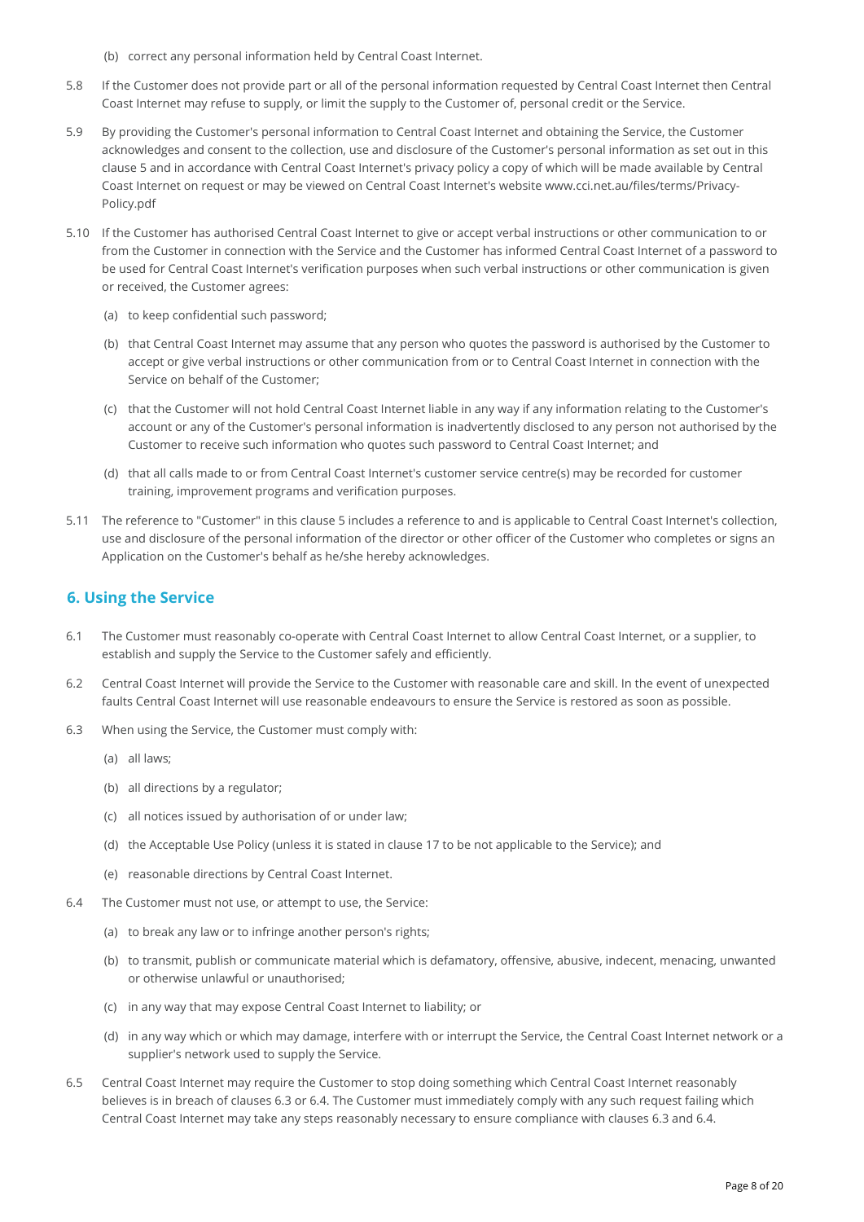(b) correct any personal information held by Central Coast Internet.

5.8 If the Customer does not provide part or all of the personal information requested by Central Coast Internet then Central Coast Internet may refuse to supply, or limit the supply to the Customer of, personal credit or the Service.

5.9 By providing the Customer's personal information to Central Coast Internet and obtaining the Service, the Customer acknowledges and consent to the collection, use and disclosure of the Customer's personal information as set out in this clause 5 and in accordance with Central Coast Internet's privacy policy a copy of which will be made available by Central Coast Internet on request or may be viewed on Central Coast Internet's website www.cci.net.au/files/terms/Privacy-Policy.pdf

5.10 If the Customer has authorised Central Coast Internet to give or accept verbal instructions or other communication to or from the Customer in connection with the Service and the Customer has informed Central Coast Internet of a password to be used for Central Coast Internet's verification purposes when such verbal instructions or other communication is given or received, the Customer agrees:

(a) to keep confidential such password;

(b) that Central Coast Internet may assume that any person who quotes the password is authorised by the Customer to accept or give verbal instructions or other communication from or to Central Coast Internet in connection with the Service on behalf of the Customer;

(c) that the Customer will not hold Central Coast Internet liable in any way if any information relating to the Customer's account or any of the Customer's personal information is inadvertently disclosed to any person not authorised by the Customer to receive such information who quotes such password to Central Coast Internet; and

(d) that all calls made to or from Central Coast Internet's customer service centre(s) may be recorded for customer training, improvement programs and verification purposes.

5.11 The reference to "Customer" in this clause 5 includes a reference to and is applicable to Central Coast Internet's collection, use and disclosure of the personal information of the director or other officer of the Customer who completes or signs an Application on the Customer's behalf as he/she hereby acknowledges.

## 6. Using the Service

6.1 The Customer must reasonably co-operate with Central Coast Internet to allow Central Coast Internet, or a supplier, to establish and supply the Service to the Customer safely and efficiently.

6.2 Central Coast Internet will provide the Service to the Customer with reasonable care and skill. In the event of unexpected faults Central Coast Internet will use reasonable endeavours to ensure the Service is restored as soon as possible.

6.3 When using the Service, the Customer must comply with:

(a) all laws;

(b) all directions by a regulator;

(c) all notices issued by authorisation of or under law;

(d) the Acceptable Use Policy (unless it is stated in clause 17 to be not applicable to the Service); and

(e) reasonable directions by Central Coast Internet.

6.4 The Customer must not use, or attempt to use, the Service:

(a) to break any law or to infringe another person's rights;

(b) to transmit, publish or communicate material which is defamatory, offensive, abusive, indecent, menacing, unwanted or otherwise unlawful or unauthorised;

(c) in any way that may expose Central Coast Internet to liability; or

(d) in any way which or which may damage, interfere with or interrupt the Service, the Central Coast Internet network or a supplier's network used to supply the Service.

6.5 Central Coast Internet may require the Customer to stop doing something which Central Coast Internet reasonably believes is in breach of clauses 6.3 or 6.4. The Customer must immediately comply with any such request failing which Central Coast Internet may take any steps reasonably necessary to ensure compliance with clauses 6.3 and 6.4.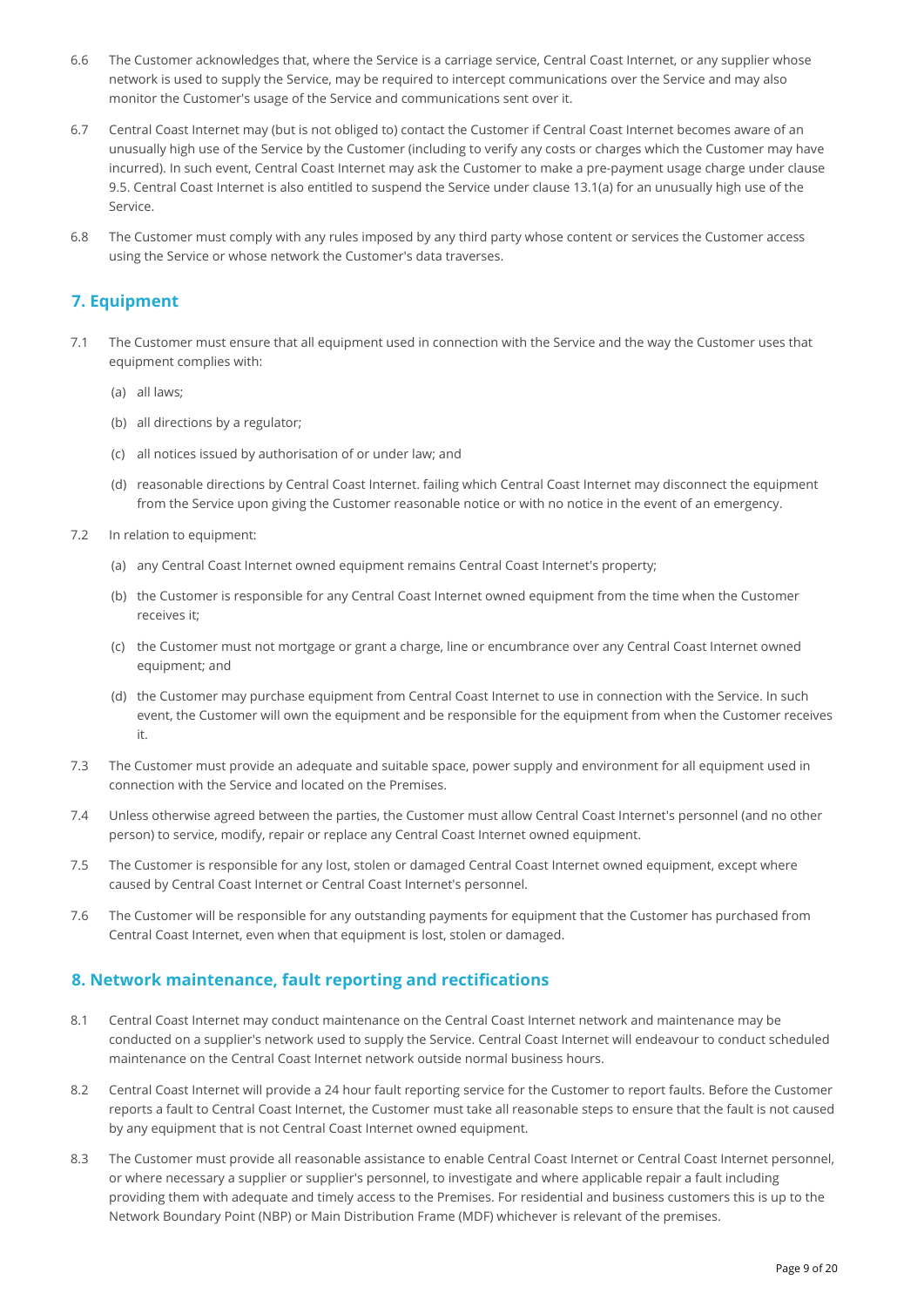6.6 The Customer acknowledges that, where the Service is a carriage service, Central Coast Internet, or any supplier whose network is used to supply the Service, may be required to intercept communications over the Service and may also monitor the Customer's usage of the Service and communications sent over it.

6.7 Central Coast Internet may (but is not obliged to) contact the Customer if Central Coast Internet becomes aware of an unusually high use of the Service by the Customer (including to verify any costs or charges which the Customer may have incurred). In such event, Central Coast Internet may ask the Customer to make a pre-payment usage charge under clause 9.5. Central Coast Internet is also entitled to suspend the Service under clause 13.1(a) for an unusually high use of the Service.

6.8 The Customer must comply with any rules imposed by any third party whose content or services the Customer access using the Service or whose network the Customer's data traverses.

## 7. Equipment

7.1 The Customer must ensure that all equipment used in connection with the Service and the way the Customer uses that equipment complies with:

(a) all laws;

(b) all directions by a regulator;

(c) all notices issued by authorisation of or under law; and

(d) reasonable directions by Central Coast Internet. failing which Central Coast Internet may disconnect the equipment from the Service upon giving the Customer reasonable notice or with no notice in the event of an emergency.

7.2 In relation to equipment:

(a) any Central Coast Internet owned equipment remains Central Coast Internet's property;

(b) the Customer is responsible for any Central Coast Internet owned equipment from the time when the Customer receives it;

(c) the Customer must not mortgage or grant a charge, line or encumbrance over any Central Coast Internet owned equipment; and

(d) the Customer may purchase equipment from Central Coast Internet to use in connection with the Service. In such event, the Customer will own the equipment and be responsible for the equipment from when the Customer receives it.

7.3 The Customer must provide an adequate and suitable space, power supply and environment for all equipment used in connection with the Service and located on the Premises.

7.4 Unless otherwise agreed between the parties, the Customer must allow Central Coast Internet's personnel (and no other person) to service, modify, repair or replace any Central Coast Internet owned equipment.

7.5 The Customer is responsible for any lost, stolen or damaged Central Coast Internet owned equipment, except where caused by Central Coast Internet or Central Coast Internet's personnel.

7.6 The Customer will be responsible for any outstanding payments for equipment that the Customer has purchased from Central Coast Internet, even when that equipment is lost, stolen or damaged.

## 8. Network maintenance, fault reporting and rectifications

8.1 Central Coast Internet may conduct maintenance on the Central Coast Internet network and maintenance may be conducted on a supplier's network used to supply the Service. Central Coast Internet will endeavour to conduct scheduled maintenance on the Central Coast Internet network outside normal business hours.

8.2 Central Coast Internet will provide a 24 hour fault reporting service for the Customer to report faults. Before the Customer reports a fault to Central Coast Internet, the Customer must take all reasonable steps to ensure that the fault is not caused by any equipment that is not Central Coast Internet owned equipment.

8.3 The Customer must provide all reasonable assistance to enable Central Coast Internet or Central Coast Internet personnel, or where necessary a supplier or supplier's personnel, to investigate and where applicable repair a fault including providing them with adequate and timely access to the Premises. For residential and business customers this is up to the Network Boundary Point (NBP) or Main Distribution Frame (MDF) whichever is relevant of the premises.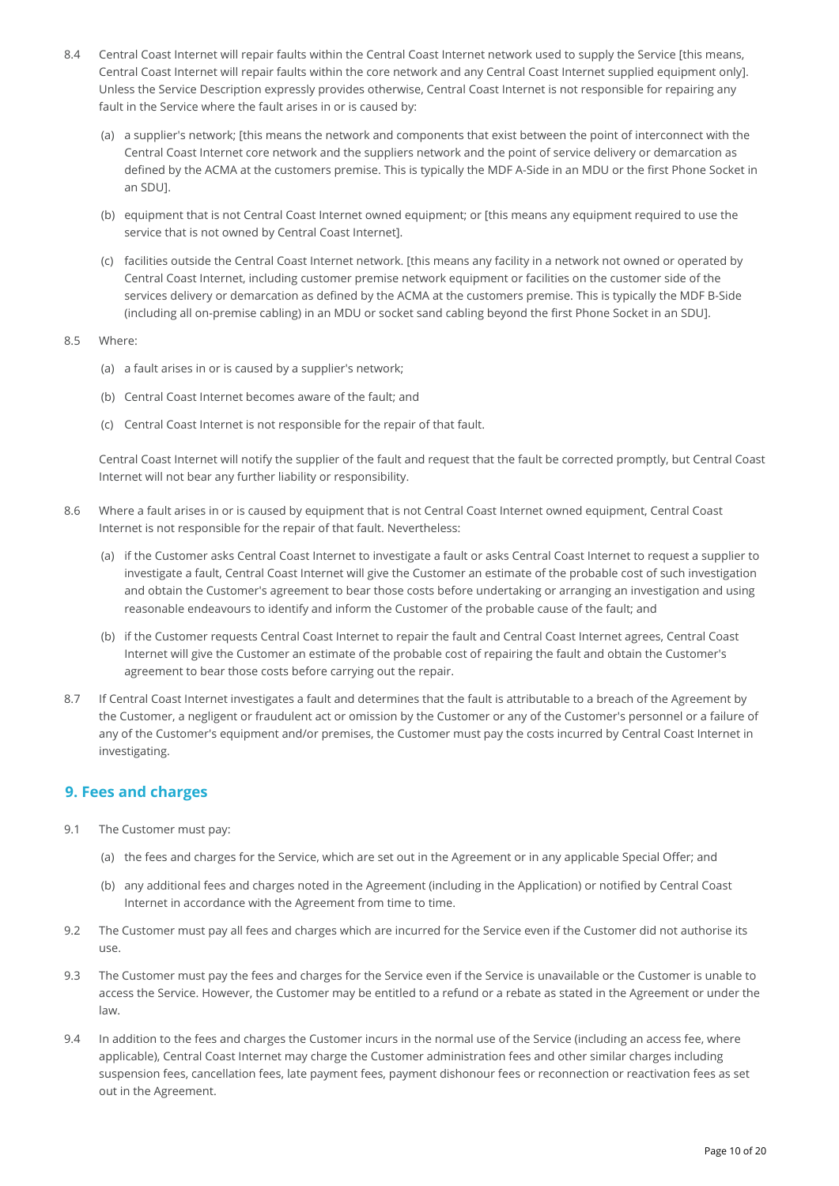8.4 Central Coast Internet will repair faults within the Central Coast Internet network used to supply the Service [this means, Central Coast Internet will repair faults within the core network and any Central Coast Internet supplied equipment only]. Unless the Service Description expressly provides otherwise, Central Coast Internet is not responsible for repairing any fault in the Service where the fault arises in or is caused by:

(a) a supplier's network; [this means the network and components that exist between the point of interconnect with the Central Coast Internet core network and the suppliers network and the point of service delivery or demarcation as defined by the ACMA at the customers premise. This is typically the MDF A-Side in an MDU or the first Phone Socket in an SDU].

(b) equipment that is not Central Coast Internet owned equipment; or [this means any equipment required to use the service that is not owned by Central Coast Internet].

(c) facilities outside the Central Coast Internet network. [this means any facility in a network not owned or operated by Central Coast Internet, including customer premise network equipment or facilities on the customer side of the services delivery or demarcation as defined by the ACMA at the customers premise. This is typically the MDF B-Side (including all on-premise cabling) in an MDU or socket sand cabling beyond the first Phone Socket in an SDU].

8.5 Where:

(a) a fault arises in or is caused by a supplier's network;

(b) Central Coast Internet becomes aware of the fault; and

(c) Central Coast Internet is not responsible for the repair of that fault.

Central Coast Internet will notify the supplier of the fault and request that the fault be corrected promptly, but Central Coast Internet will not bear any further liability or responsibility.

8.6 Where a fault arises in or is caused by equipment that is not Central Coast Internet owned equipment, Central Coast Internet is not responsible for the repair of that fault. Nevertheless:

(a) if the Customer asks Central Coast Internet to investigate a fault or asks Central Coast Internet to request a supplier to investigate a fault, Central Coast Internet will give the Customer an estimate of the probable cost of such investigation and obtain the Customer's agreement to bear those costs before undertaking or arranging an investigation and using reasonable endeavours to identify and inform the Customer of the probable cause of the fault; and

(b) if the Customer requests Central Coast Internet to repair the fault and Central Coast Internet agrees, Central Coast Internet will give the Customer an estimate of the probable cost of repairing the fault and obtain the Customer's agreement to bear those costs before carrying out the repair.

8.7 If Central Coast Internet investigates a fault and determines that the fault is attributable to a breach of the Agreement by the Customer, a negligent or fraudulent act or omission by the Customer or any of the Customer's personnel or a failure of any of the Customer's equipment and/or premises, the Customer must pay the costs incurred by Central Coast Internet in investigating.

## 9. Fees and charges

9.1 The Customer must pay:

(a) the fees and charges for the Service, which are set out in the Agreement or in any applicable Special Offer; and

(b) any additional fees and charges noted in the Agreement (including in the Application) or notified by Central Coast Internet in accordance with the Agreement from time to time.

9.2 The Customer must pay all fees and charges which are incurred for the Service even if the Customer did not authorise its use.

9.3 The Customer must pay the fees and charges for the Service even if the Service is unavailable or the Customer is unable to access the Service. However, the Customer may be entitled to a refund or a rebate as stated in the Agreement or under the law.

9.4 In addition to the fees and charges the Customer incurs in the normal use of the Service (including an access fee, where applicable), Central Coast Internet may charge the Customer administration fees and other similar charges including suspension fees, cancellation fees, late payment fees, payment dishonour fees or reconnection or reactivation fees as set out in the Agreement.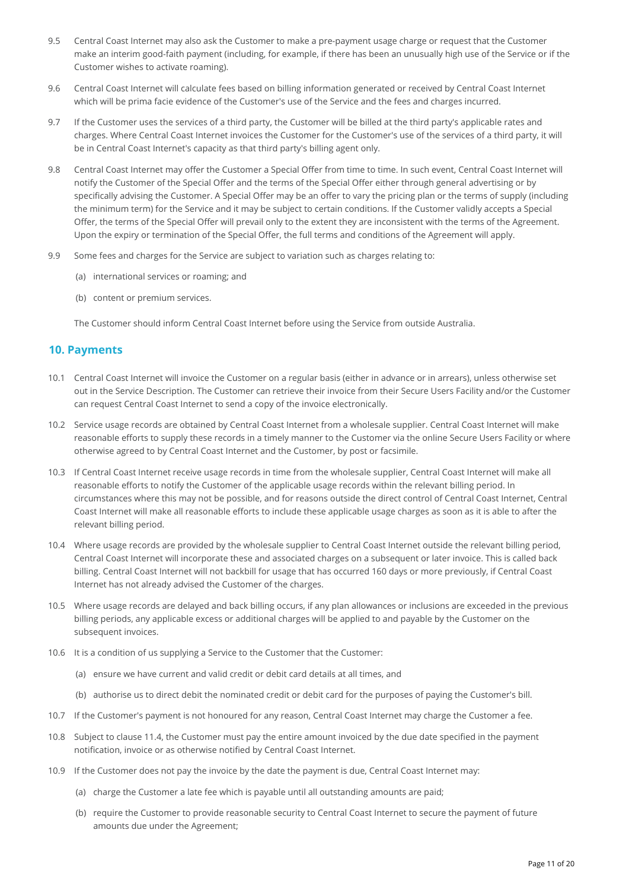9.5 Central Coast Internet may also ask the Customer to make a pre-payment usage charge or request that the Customer make an interim good-faith payment (including, for example, if there has been an unusually high use of the Service or if the Customer wishes to activate roaming).

9.6 Central Coast Internet will calculate fees based on billing information generated or received by Central Coast Internet which will be prima facie evidence of the Customer's use of the Service and the fees and charges incurred.

9.7 If the Customer uses the services of a third party, the Customer will be billed at the third party's applicable rates and charges. Where Central Coast Internet invoices the Customer for the Customer's use of the services of a third party, it will be in Central Coast Internet's capacity as that third party's billing agent only.

9.8 Central Coast Internet may offer the Customer a Special Offer from time to time. In such event, Central Coast Internet will notify the Customer of the Special Offer and the terms of the Special Offer either through general advertising or by specifically advising the Customer. A Special Offer may be an offer to vary the pricing plan or the terms of supply (including the minimum term) for the Service and it may be subject to certain conditions. If the Customer validly accepts a Special Offer, the terms of the Special Offer will prevail only to the extent they are inconsistent with the terms of the Agreement. Upon the expiry or termination of the Special Offer, the full terms and conditions of the Agreement will apply.

9.9 Some fees and charges for the Service are subject to variation such as charges relating to:

(a) international services or roaming; and

(b) content or premium services.

The Customer should inform Central Coast Internet before using the Service from outside Australia.

## 10. Payments

10.1 Central Coast Internet will invoice the Customer on a regular basis (either in advance or in arrears), unless otherwise set out in the Service Description. The Customer can retrieve their invoice from their Secure Users Facility and/or the Customer can request Central Coast Internet to send a copy of the invoice electronically.

10.2 Service usage records are obtained by Central Coast Internet from a wholesale supplier. Central Coast Internet will make reasonable efforts to supply these records in a timely manner to the Customer via the online Secure Users Facility or where otherwise agreed to by Central Coast Internet and the Customer, by post or facsimile.

10.3 If Central Coast Internet receive usage records in time from the wholesale supplier, Central Coast Internet will make all reasonable efforts to notify the Customer of the applicable usage records within the relevant billing period. In circumstances where this may not be possible, and for reasons outside the direct control of Central Coast Internet, Central Coast Internet will make all reasonable efforts to include these applicable usage charges as soon as it is able to after the relevant billing period.

10.4 Where usage records are provided by the wholesale supplier to Central Coast Internet outside the relevant billing period, Central Coast Internet will incorporate these and associated charges on a subsequent or later invoice. This is called back billing. Central Coast Internet will not backbill for usage that has occurred 160 days or more previously, if Central Coast Internet has not already advised the Customer of the charges.

10.5 Where usage records are delayed and back billing occurs, if any plan allowances or inclusions are exceeded in the previous billing periods, any applicable excess or additional charges will be applied to and payable by the Customer on the subsequent invoices.

10.6 It is a condition of us supplying a Service to the Customer that the Customer:

(a) ensure we have current and valid credit or debit card details at all times, and

(b) authorise us to direct debit the nominated credit or debit card for the purposes of paying the Customer's bill.

10.7 If the Customer's payment is not honoured for any reason, Central Coast Internet may charge the Customer a fee.

10.8 Subject to clause 11.4, the Customer must pay the entire amount invoiced by the due date specified in the payment notification, invoice or as otherwise notified by Central Coast Internet.

10.9 If the Customer does not pay the invoice by the date the payment is due, Central Coast Internet may:

(a) charge the Customer a late fee which is payable until all outstanding amounts are paid;

(b) require the Customer to provide reasonable security to Central Coast Internet to secure the payment of future amounts due under the Agreement;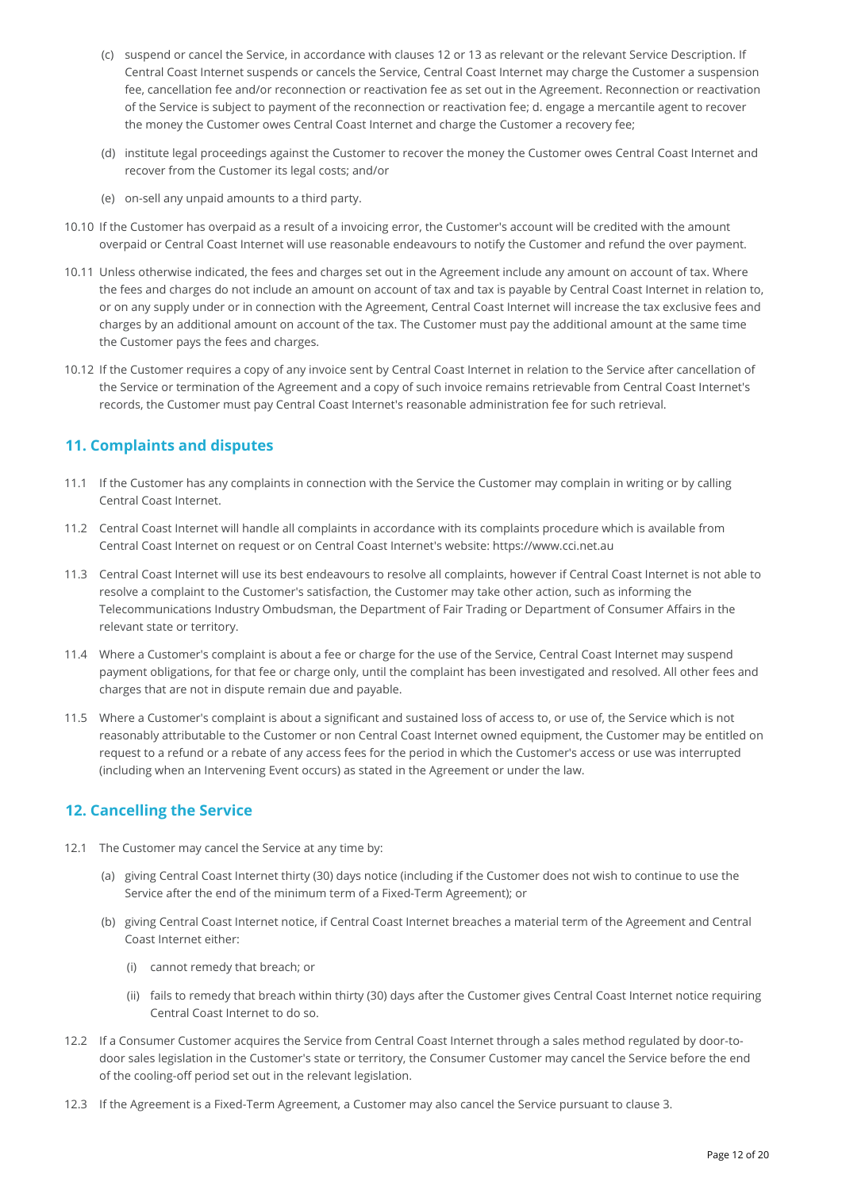(c) suspend or cancel the Service, in accordance with clauses 12 or 13 as relevant or the relevant Service Description. If Central Coast Internet suspends or cancels the Service, Central Coast Internet may charge the Customer a suspension fee, cancellation fee and/or reconnection or reactivation fee as set out in the Agreement. Reconnection or reactivation of the Service is subject to payment of the reconnection or reactivation fee; d. engage a mercantile agent to recover the money the Customer owes Central Coast Internet and charge the Customer a recovery fee;

(d) institute legal proceedings against the Customer to recover the money the Customer owes Central Coast Internet and recover from the Customer its legal costs; and/or

(e) on-sell any unpaid amounts to a third party.

10.10 If the Customer has overpaid as a result of a invoicing error, the Customer's account will be credited with the amount overpaid or Central Coast Internet will use reasonable endeavours to notify the Customer and refund the over payment.

10.11 Unless otherwise indicated, the fees and charges set out in the Agreement include any amount on account of tax. Where the fees and charges do not include an amount on account of tax and tax is payable by Central Coast Internet in relation to, or on any supply under or in connection with the Agreement, Central Coast Internet will increase the tax exclusive fees and charges by an additional amount on account of the tax. The Customer must pay the additional amount at the same time the Customer pays the fees and charges.

10.12 If the Customer requires a copy of any invoice sent by Central Coast Internet in relation to the Service after cancellation of the Service or termination of the Agreement and a copy of such invoice remains retrievable from Central Coast Internet's records, the Customer must pay Central Coast Internet's reasonable administration fee for such retrieval.

## 11. Complaints and disputes

11.1 If the Customer has any complaints in connection with the Service the Customer may complain in writing or by calling Central Coast Internet.

11.2 Central Coast Internet will handle all complaints in accordance with its complaints procedure which is available from Central Coast Internet on request or on Central Coast Internet's website: https://www.cci.net.au

11.3 Central Coast Internet will use its best endeavours to resolve all complaints, however if Central Coast Internet is not able to resolve a complaint to the Customer's satisfaction, the Customer may take other action, such as informing the Telecommunications Industry Ombudsman, the Department of Fair Trading or Department of Consumer Affairs in the relevant state or territory.

11.4 Where a Customer's complaint is about a fee or charge for the use of the Service, Central Coast Internet may suspend payment obligations, for that fee or charge only, until the complaint has been investigated and resolved. All other fees and charges that are not in dispute remain due and payable.

11.5 Where a Customer's complaint is about a significant and sustained loss of access to, or use of, the Service which is not reasonably attributable to the Customer or non Central Coast Internet owned equipment, the Customer may be entitled on request to a refund or a rebate of any access fees for the period in which the Customer's access or use was interrupted (including when an Intervening Event occurs) as stated in the Agreement or under the law.

## 12. Cancelling the Service

12.1 The Customer may cancel the Service at any time by:

(a) giving Central Coast Internet thirty (30) days notice (including if the Customer does not wish to continue to use the Service after the end of the minimum term of a Fixed-Term Agreement); or

(b) giving Central Coast Internet notice, if Central Coast Internet breaches a material term of the Agreement and Central Coast Internet either:

(i) cannot remedy that breach; or

(ii) fails to remedy that breach within thirty (30) days after the Customer gives Central Coast Internet notice requiring Central Coast Internet to do so.

12.2 If a Consumer Customer acquires the Service from Central Coast Internet through a sales method regulated by door-to-door sales legislation in the Customer's state or territory, the Consumer Customer may cancel the Service before the end of the cooling-off period set out in the relevant legislation.

12.3 If the Agreement is a Fixed-Term Agreement, a Customer may also cancel the Service pursuant to clause 3.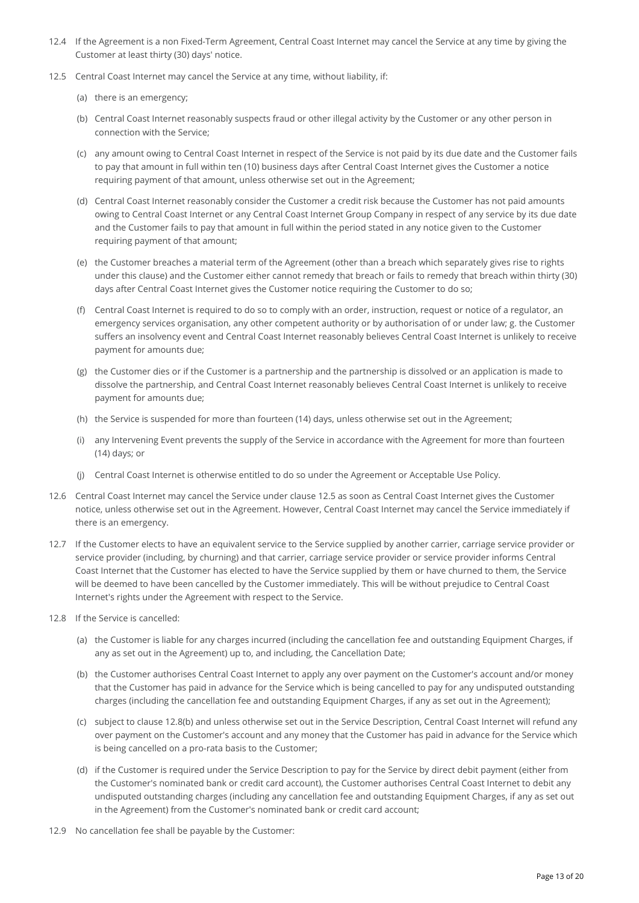12.4 If the Agreement is a non Fixed-Term Agreement, Central Coast Internet may cancel the Service at any time by giving the Customer at least thirty (30) days' notice.

12.5 Central Coast Internet may cancel the Service at any time, without liability, if:

(a) there is an emergency;

(b) Central Coast Internet reasonably suspects fraud or other illegal activity by the Customer or any other person in connection with the Service;

(c) any amount owing to Central Coast Internet in respect of the Service is not paid by its due date and the Customer fails to pay that amount in full within ten (10) business days after Central Coast Internet gives the Customer a notice requiring payment of that amount, unless otherwise set out in the Agreement;

(d) Central Coast Internet reasonably consider the Customer a credit risk because the Customer has not paid amounts owing to Central Coast Internet or any Central Coast Internet Group Company in respect of any service by its due date and the Customer fails to pay that amount in full within the period stated in any notice given to the Customer requiring payment of that amount;

(e) the Customer breaches a material term of the Agreement (other than a breach which separately gives rise to rights under this clause) and the Customer either cannot remedy that breach or fails to remedy that breach within thirty (30) days after Central Coast Internet gives the Customer notice requiring the Customer to do so;

(f) Central Coast Internet is required to do so to comply with an order, instruction, request or notice of a regulator, an emergency services organisation, any other competent authority or by authorisation of or under law; g. the Customer suffers an insolvency event and Central Coast Internet reasonably believes Central Coast Internet is unlikely to receive payment for amounts due;

(g) the Customer dies or if the Customer is a partnership and the partnership is dissolved or an application is made to dissolve the partnership, and Central Coast Internet reasonably believes Central Coast Internet is unlikely to receive payment for amounts due;

(h) the Service is suspended for more than fourteen (14) days, unless otherwise set out in the Agreement;

(i) any Intervening Event prevents the supply of the Service in accordance with the Agreement for more than fourteen (14) days; or

(j) Central Coast Internet is otherwise entitled to do so under the Agreement or Acceptable Use Policy.

12.6 Central Coast Internet may cancel the Service under clause 12.5 as soon as Central Coast Internet gives the Customer notice, unless otherwise set out in the Agreement. However, Central Coast Internet may cancel the Service immediately if there is an emergency.

12.7 If the Customer elects to have an equivalent service to the Service supplied by another carrier, carriage service provider or service provider (including, by churning) and that carrier, carriage service provider or service provider informs Central Coast Internet that the Customer has elected to have the Service supplied by them or have churned to them, the Service will be deemed to have been cancelled by the Customer immediately. This will be without prejudice to Central Coast Internet's rights under the Agreement with respect to the Service.

12.8 If the Service is cancelled:

(a) the Customer is liable for any charges incurred (including the cancellation fee and outstanding Equipment Charges, if any as set out in the Agreement) up to, and including, the Cancellation Date;

(b) the Customer authorises Central Coast Internet to apply any over payment on the Customer's account and/or money that the Customer has paid in advance for the Service which is being cancelled to pay for any undisputed outstanding charges (including the cancellation fee and outstanding Equipment Charges, if any as set out in the Agreement);

(c) subject to clause 12.8(b) and unless otherwise set out in the Service Description, Central Coast Internet will refund any over payment on the Customer's account and any money that the Customer has paid in advance for the Service which is being cancelled on a pro-rata basis to the Customer;

(d) if the Customer is required under the Service Description to pay for the Service by direct debit payment (either from the Customer's nominated bank or credit card account), the Customer authorises Central Coast Internet to debit any undisputed outstanding charges (including any cancellation fee and outstanding Equipment Charges, if any as set out in the Agreement) from the Customer's nominated bank or credit card account;

12.9 No cancellation fee shall be payable by the Customer: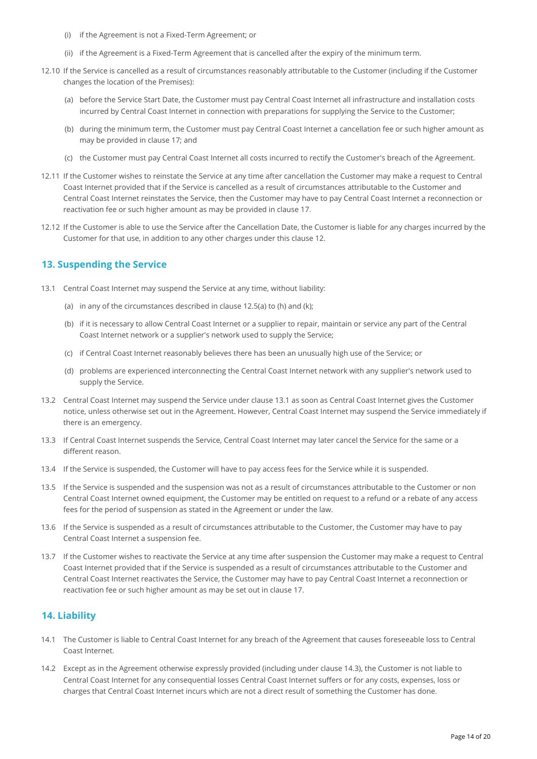(i) if the Agreement is not a Fixed-Term Agreement; or

(ii) if the Agreement is a Fixed-Term Agreement that is cancelled after the expiry of the minimum term.

12.10 If the Service is cancelled as a result of circumstances reasonably attributable to the Customer (including if the Customer changes the location of the Premises):

(a) before the Service Start Date, the Customer must pay Central Coast Internet all infrastructure and installation costs incurred by Central Coast Internet in connection with preparations for supplying the Service to the Customer;

(b) during the minimum term, the Customer must pay Central Coast Internet a cancellation fee or such higher amount as may be provided in clause 17; and

(c) the Customer must pay Central Coast Internet all costs incurred to rectify the Customer's breach of the Agreement.

12.11 If the Customer wishes to reinstate the Service at any time after cancellation the Customer may make a request to Central Coast Internet provided that if the Service is cancelled as a result of circumstances attributable to the Customer and Central Coast Internet reinstates the Service, then the Customer may have to pay Central Coast Internet a reconnection or reactivation fee or such higher amount as may be provided in clause 17.

12.12 If the Customer is able to use the Service after the Cancellation Date, the Customer is liable for any charges incurred by the Customer for that use, in addition to any other charges under this clause 12.

## 13. Suspending the Service

13.1 Central Coast Internet may suspend the Service at any time, without liability:

(a) in any of the circumstances described in clause 12.5(a) to (h) and (k);

(b) if it is necessary to allow Central Coast Internet or a supplier to repair, maintain or service any part of the Central Coast Internet network or a supplier's network used to supply the Service;

(c) if Central Coast Internet reasonably believes there has been an unusually high use of the Service; or

(d) problems are experienced interconnecting the Central Coast Internet network with any supplier's network used to supply the Service.

13.2 Central Coast Internet may suspend the Service under clause 13.1 as soon as Central Coast Internet gives the Customer notice, unless otherwise set out in the Agreement. However, Central Coast Internet may suspend the Service immediately if there is an emergency.

13.3 If Central Coast Internet suspends the Service, Central Coast Internet may later cancel the Service for the same or a different reason.

13.4 If the Service is suspended, the Customer will have to pay access fees for the Service while it is suspended.

13.5 If the Service is suspended and the suspension was not as a result of circumstances attributable to the Customer or non Central Coast Internet owned equipment, the Customer may be entitled on request to a refund or a rebate of any access fees for the period of suspension as stated in the Agreement or under the law.

13.6 If the Service is suspended as a result of circumstances attributable to the Customer, the Customer may have to pay Central Coast Internet a suspension fee.

13.7 If the Customer wishes to reactivate the Service at any time after suspension the Customer may make a request to Central Coast Internet provided that if the Service is suspended as a result of circumstances attributable to the Customer and Central Coast Internet reactivates the Service, the Customer may have to pay Central Coast Internet a reconnection or reactivation fee or such higher amount as may be set out in clause 17.

## 14. Liability

14.1 The Customer is liable to Central Coast Internet for any breach of the Agreement that causes foreseeable loss to Central Coast Internet.

14.2 Except as in the Agreement otherwise expressly provided (including under clause 14.3), the Customer is not liable to Central Coast Internet for any consequential losses Central Coast Internet suffers or for any costs, expenses, loss or charges that Central Coast Internet incurs which are not a direct result of something the Customer has done.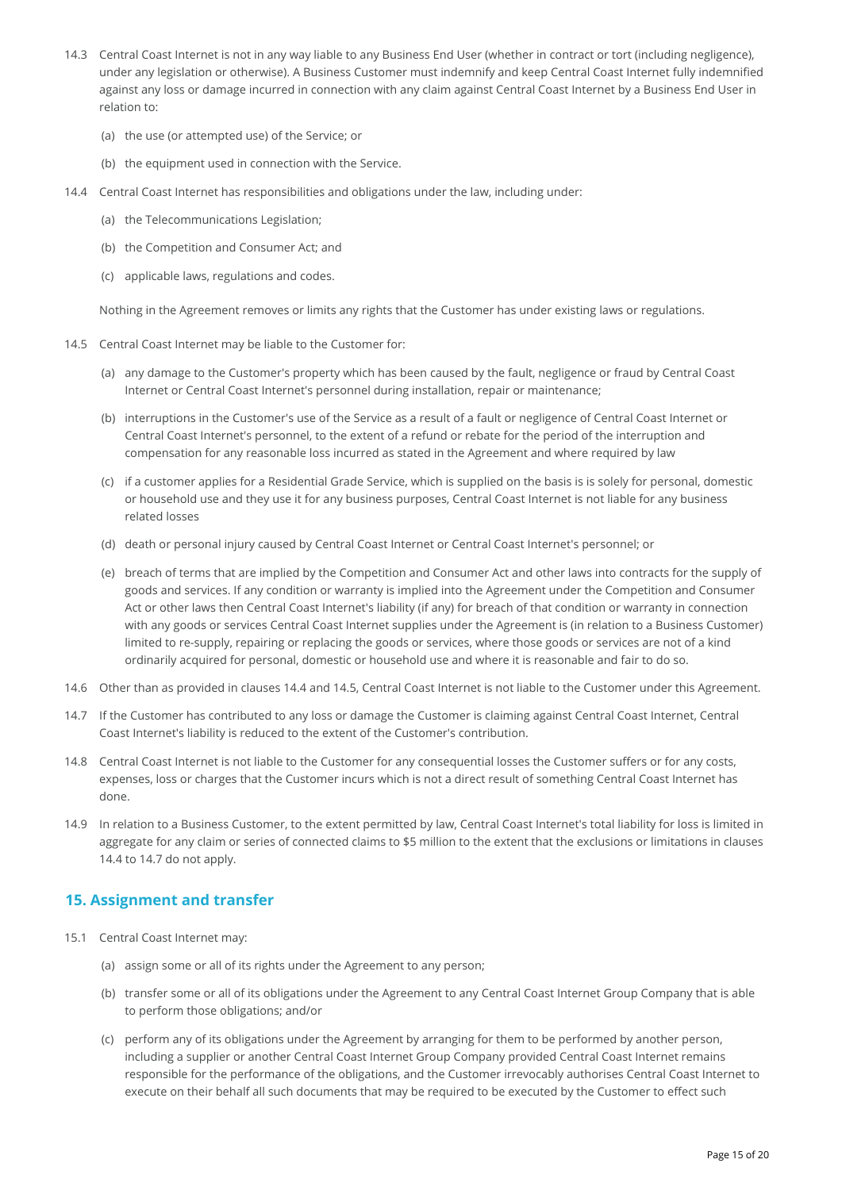14.3 Central Coast Internet is not in any way liable to any Business End User (whether in contract or tort (including negligence), under any legislation or otherwise). A Business Customer must indemnify and keep Central Coast Internet fully indemnified against any loss or damage incurred in connection with any claim against Central Coast Internet by a Business End User in relation to:

(a) the use (or attempted use) of the Service; or

(b) the equipment used in connection with the Service.

14.4 Central Coast Internet has responsibilities and obligations under the law, including under:

(a) the Telecommunications Legislation;

(b) the Competition and Consumer Act; and

(c) applicable laws, regulations and codes.

Nothing in the Agreement removes or limits any rights that the Customer has under existing laws or regulations.

14.5 Central Coast Internet may be liable to the Customer for:

(a) any damage to the Customer's property which has been caused by the fault, negligence or fraud by Central Coast Internet or Central Coast Internet's personnel during installation, repair or maintenance;

(b) interruptions in the Customer's use of the Service as a result of a fault or negligence of Central Coast Internet or Central Coast Internet's personnel, to the extent of a refund or rebate for the period of the interruption and compensation for any reasonable loss incurred as stated in the Agreement and where required by law

(c) if a customer applies for a Residential Grade Service, which is supplied on the basis is is solely for personal, domestic or household use and they use it for any business purposes, Central Coast Internet is not liable for any business related losses

(d) death or personal injury caused by Central Coast Internet or Central Coast Internet's personnel; or

(e) breach of terms that are implied by the Competition and Consumer Act and other laws into contracts for the supply of goods and services. If any condition or warranty is implied into the Agreement under the Competition and Consumer Act or other laws then Central Coast Internet's liability (if any) for breach of that condition or warranty in connection with any goods or services Central Coast Internet supplies under the Agreement is (in relation to a Business Customer) limited to re-supply, repairing or replacing the goods or services, where those goods or services are not of a kind ordinarily acquired for personal, domestic or household use and where it is reasonable and fair to do so.

14.6 Other than as provided in clauses 14.4 and 14.5, Central Coast Internet is not liable to the Customer under this Agreement.

14.7 If the Customer has contributed to any loss or damage the Customer is claiming against Central Coast Internet, Central Coast Internet's liability is reduced to the extent of the Customer's contribution.

14.8 Central Coast Internet is not liable to the Customer for any consequential losses the Customer suffers or for any costs, expenses, loss or charges that the Customer incurs which is not a direct result of something Central Coast Internet has done.

14.9 In relation to a Business Customer, to the extent permitted by law, Central Coast Internet's total liability for loss is limited in aggregate for any claim or series of connected claims to $5 million to the extent that the exclusions or limitations in clauses 14.4 to 14.7 do not apply.

## 15. Assignment and transfer

15.1 Central Coast Internet may:

(a) assign some or all of its rights under the Agreement to any person;

(b) transfer some or all of its obligations under the Agreement to any Central Coast Internet Group Company that is able to perform those obligations; and/or

(c) perform any of its obligations under the Agreement by arranging for them to be performed by another person, including a supplier or another Central Coast Internet Group Company provided Central Coast Internet remains responsible for the performance of the obligations, and the Customer irrevocably authorises Central Coast Internet to execute on their behalf all such documents that may be required to be executed by the Customer to effect such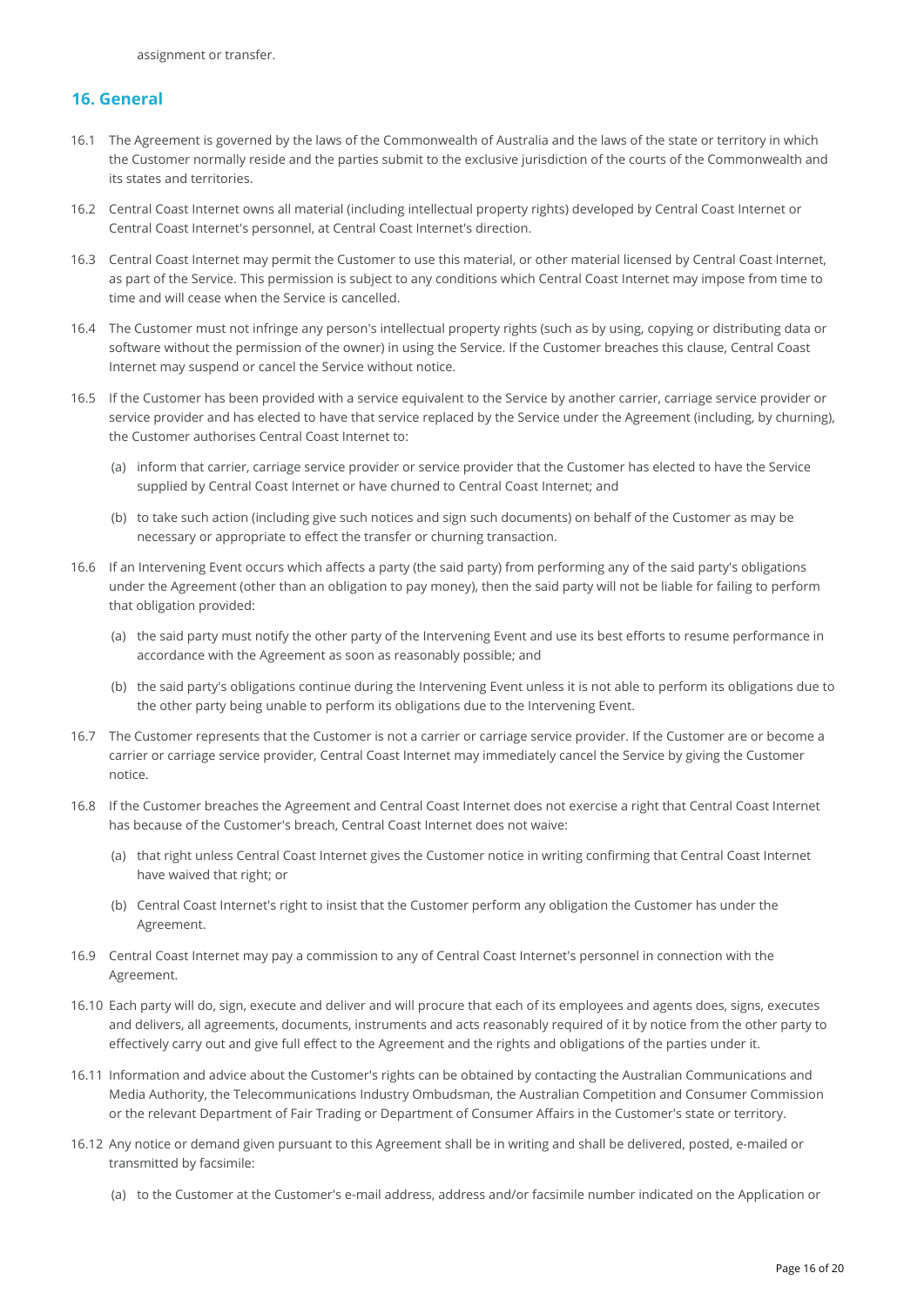assignment or transfer.

## 16. General

16.1 The Agreement is governed by the laws of the Commonwealth of Australia and the laws of the state or territory in which the Customer normally reside and the parties submit to the exclusive jurisdiction of the courts of the Commonwealth and its states and territories.

16.2 Central Coast Internet owns all material (including intellectual property rights) developed by Central Coast Internet or Central Coast Internet's personnel, at Central Coast Internet's direction.

16.3 Central Coast Internet may permit the Customer to use this material, or other material licensed by Central Coast Internet, as part of the Service. This permission is subject to any conditions which Central Coast Internet may impose from time to time and will cease when the Service is cancelled.

16.4 The Customer must not infringe any person's intellectual property rights (such as by using, copying or distributing data or software without the permission of the owner) in using the Service. If the Customer breaches this clause, Central Coast Internet may suspend or cancel the Service without notice.

16.5 If the Customer has been provided with a service equivalent to the Service by another carrier, carriage service provider or service provider and has elected to have that service replaced by the Service under the Agreement (including, by churning), the Customer authorises Central Coast Internet to:

(a) inform that carrier, carriage service provider or service provider that the Customer has elected to have the Service supplied by Central Coast Internet or have churned to Central Coast Internet; and

(b) to take such action (including give such notices and sign such documents) on behalf of the Customer as may be necessary or appropriate to effect the transfer or churning transaction.

16.6 If an Intervening Event occurs which affects a party (the said party) from performing any of the said party's obligations under the Agreement (other than an obligation to pay money), then the said party will not be liable for failing to perform that obligation provided:

(a) the said party must notify the other party of the Intervening Event and use its best efforts to resume performance in accordance with the Agreement as soon as reasonably possible; and

(b) the said party's obligations continue during the Intervening Event unless it is not able to perform its obligations due to the other party being unable to perform its obligations due to the Intervening Event.

16.7 The Customer represents that the Customer is not a carrier or carriage service provider. If the Customer are or become a carrier or carriage service provider, Central Coast Internet may immediately cancel the Service by giving the Customer notice.

16.8 If the Customer breaches the Agreement and Central Coast Internet does not exercise a right that Central Coast Internet has because of the Customer's breach, Central Coast Internet does not waive:

(a) that right unless Central Coast Internet gives the Customer notice in writing confirming that Central Coast Internet have waived that right; or

(b) Central Coast Internet's right to insist that the Customer perform any obligation the Customer has under the Agreement.

16.9 Central Coast Internet may pay a commission to any of Central Coast Internet's personnel in connection with the Agreement.

16.10 Each party will do, sign, execute and deliver and will procure that each of its employees and agents does, signs, executes and delivers, all agreements, documents, instruments and acts reasonably required of it by notice from the other party to effectively carry out and give full effect to the Agreement and the rights and obligations of the parties under it.

16.11 Information and advice about the Customer's rights can be obtained by contacting the Australian Communications and Media Authority, the Telecommunications Industry Ombudsman, the Australian Competition and Consumer Commission or the relevant Department of Fair Trading or Department of Consumer Affairs in the Customer's state or territory.

16.12 Any notice or demand given pursuant to this Agreement shall be in writing and shall be delivered, posted, e-mailed or transmitted by facsimile:

(a) to the Customer at the Customer's e-mail address, address and/or facsimile number indicated on the Application or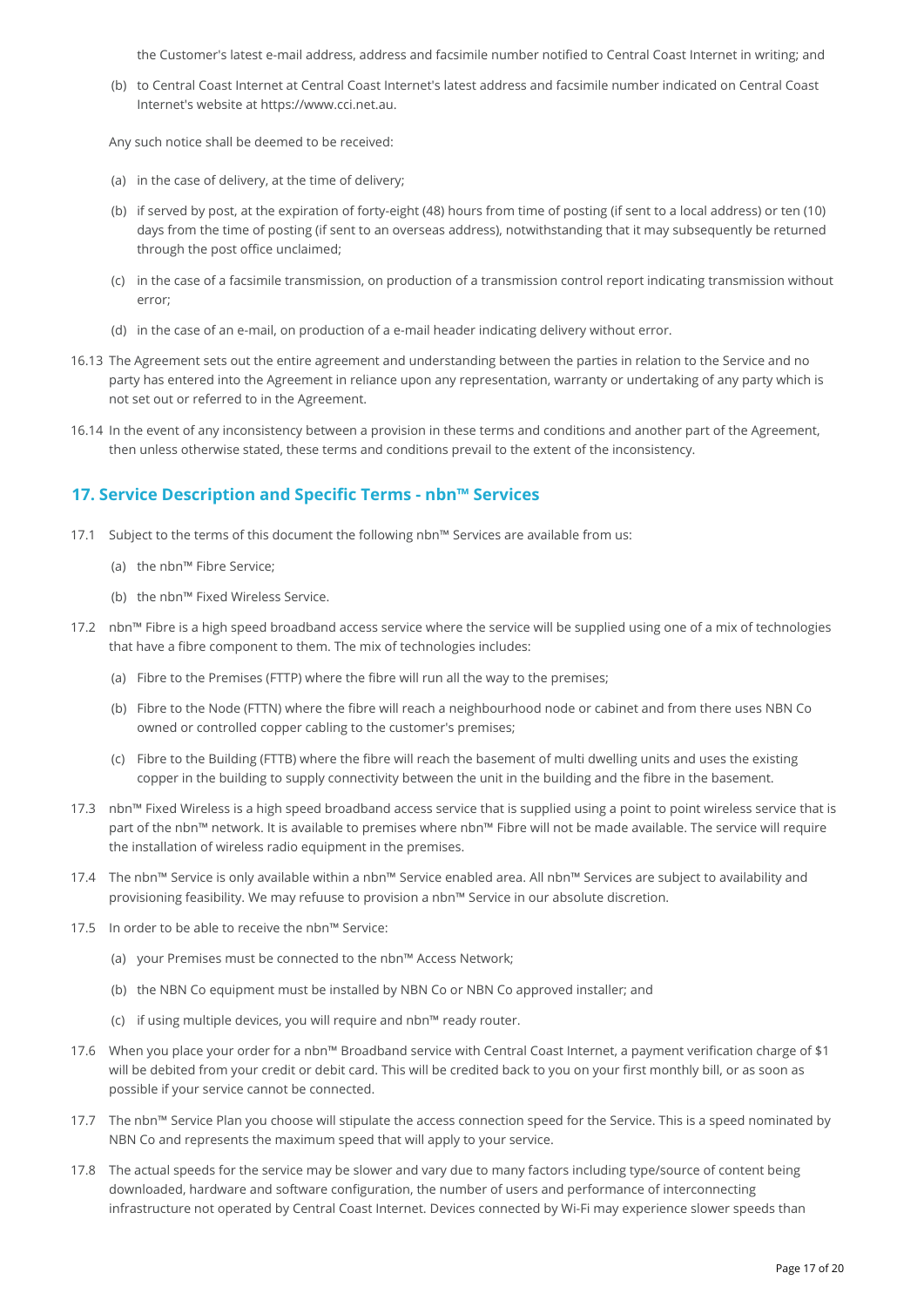the Customer's latest e-mail address, address and facsimile number notified to Central Coast Internet in writing; and

(b) to Central Coast Internet at Central Coast Internet's latest address and facsimile number indicated on Central Coast Internet's website at https://www.cci.net.au.

Any such notice shall be deemed to be received:

(a) in the case of delivery, at the time of delivery;

(b) if served by post, at the expiration of forty-eight (48) hours from time of posting (if sent to a local address) or ten (10) days from the time of posting (if sent to an overseas address), notwithstanding that it may subsequently be returned through the post office unclaimed;

(c) in the case of a facsimile transmission, on production of a transmission control report indicating transmission without error;

(d) in the case of an e-mail, on production of a e-mail header indicating delivery without error.

16.13 The Agreement sets out the entire agreement and understanding between the parties in relation to the Service and no party has entered into the Agreement in reliance upon any representation, warranty or undertaking of any party which is not set out or referred to in the Agreement.

16.14 In the event of any inconsistency between a provision in these terms and conditions and another part of the Agreement, then unless otherwise stated, these terms and conditions prevail to the extent of the inconsistency.

## 17. Service Description and Specific Terms - nbn™ Services

17.1 Subject to the terms of this document the following nbn™ Services are available from us:

(a) the nbn™ Fibre Service;

(b) the nbn™ Fixed Wireless Service.

17.2 nbn™ Fibre is a high speed broadband access service where the service will be supplied using one of a mix of technologies that have a fibre component to them. The mix of technologies includes:

(a) Fibre to the Premises (FTTP) where the fibre will run all the way to the premises;

(b) Fibre to the Node (FTTN) where the fibre will reach a neighbourhood node or cabinet and from there uses NBN Co owned or controlled copper cabling to the customer's premises;

(c) Fibre to the Building (FTTB) where the fibre will reach the basement of multi dwelling units and uses the existing copper in the building to supply connectivity between the unit in the building and the fibre in the basement.

17.3 nbn™ Fixed Wireless is a high speed broadband access service that is supplied using a point to point wireless service that is part of the nbn™ network. It is available to premises where nbn™ Fibre will not be made available. The service will require the installation of wireless radio equipment in the premises.

17.4 The nbn™ Service is only available within a nbn™ Service enabled area. All nbn™ Services are subject to availability and provisioning feasibility. We may refuuse to provision a nbn™ Service in our absolute discretion.

17.5 In order to be able to receive the nbn™ Service:

(a) your Premises must be connected to the nbn™ Access Network;

(b) the NBN Co equipment must be installed by NBN Co or NBN Co approved installer; and

(c) if using multiple devices, you will require and nbn™ ready router.

17.6 When you place your order for a nbn™ Broadband service with Central Coast Internet, a payment verification charge of $1 will be debited from your credit or debit card. This will be credited back to you on your first monthly bill, or as soon as possible if your service cannot be connected.

17.7 The nbn™ Service Plan you choose will stipulate the access connection speed for the Service. This is a speed nominated by NBN Co and represents the maximum speed that will apply to your service.

17.8 The actual speeds for the service may be slower and vary due to many factors including type/source of content being downloaded, hardware and software configuration, the number of users and performance of interconnecting infrastructure not operated by Central Coast Internet. Devices connected by Wi-Fi may experience slower speeds than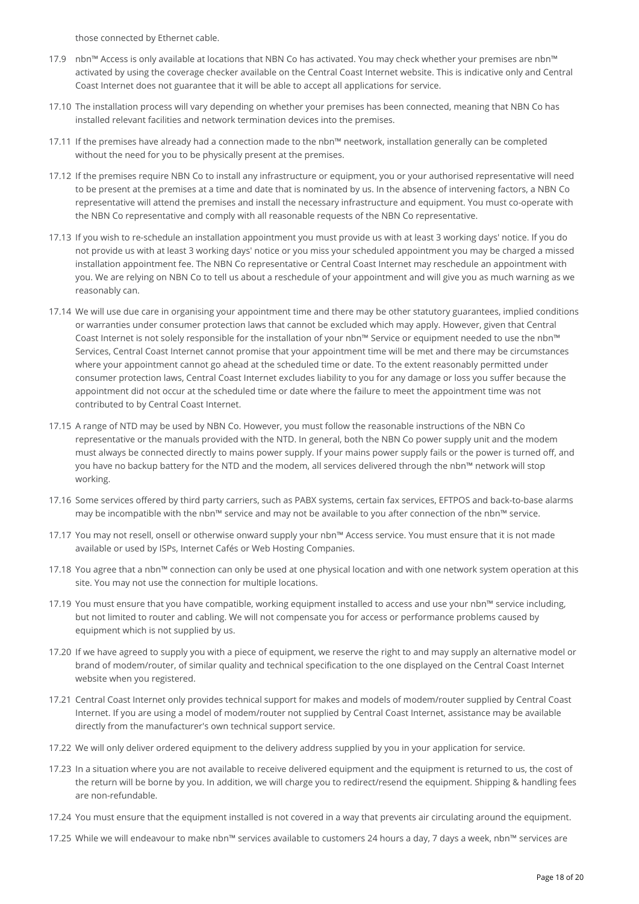those connected by Ethernet cable.

17.9 nbn™ Access is only available at locations that NBN Co has activated. You may check whether your premises are nbn™ activated by using the coverage checker available on the Central Coast Internet website. This is indicative only and Central Coast Internet does not guarantee that it will be able to accept all applications for service.

17.10 The installation process will vary depending on whether your premises has been connected, meaning that NBN Co has installed relevant facilities and network termination devices into the premises.

17.11 If the premises have already had a connection made to the nbn™ neetwork, installation generally can be completed without the need for you to be physically present at the premises.

17.12 If the premises require NBN Co to install any infrastructure or equipment, you or your authorised representative will need to be present at the premises at a time and date that is nominated by us. In the absence of intervening factors, a NBN Co representative will attend the premises and install the necessary infrastructure and equipment. You must co-operate with the NBN Co representative and comply with all reasonable requests of the NBN Co representative.

17.13 If you wish to re-schedule an installation appointment you must provide us with at least 3 working days' notice. If you do not provide us with at least 3 working days' notice or you miss your scheduled appointment you may be charged a missed installation appointment fee. The NBN Co representative or Central Coast Internet may reschedule an appointment with you. We are relying on NBN Co to tell us about a reschedule of your appointment and will give you as much warning as we reasonably can.

17.14 We will use due care in organising your appointment time and there may be other statutory guarantees, implied conditions or warranties under consumer protection laws that cannot be excluded which may apply. However, given that Central Coast Internet is not solely responsible for the installation of your nbn™ Service or equipment needed to use the nbn™ Services, Central Coast Internet cannot promise that your appointment time will be met and there may be circumstances where your appointment cannot go ahead at the scheduled time or date. To the extent reasonably permitted under consumer protection laws, Central Coast Internet excludes liability to you for any damage or loss you suffer because the appointment did not occur at the scheduled time or date where the failure to meet the appointment time was not contributed to by Central Coast Internet.

17.15 A range of NTD may be used by NBN Co. However, you must follow the reasonable instructions of the NBN Co representative or the manuals provided with the NTD. In general, both the NBN Co power supply unit and the modem must always be connected directly to mains power supply. If your mains power supply fails or the power is turned off, and you have no backup battery for the NTD and the modem, all services delivered through the nbn™ network will stop working.

17.16 Some services offered by third party carriers, such as PABX systems, certain fax services, EFTPOS and back-to-base alarms may be incompatible with the nbn™ service and may not be available to you after connection of the nbn™ service.

17.17 You may not resell, onsell or otherwise onward supply your nbn™ Access service. You must ensure that it is not made available or used by ISPs, Internet Cafés or Web Hosting Companies.

17.18 You agree that a nbn™ connection can only be used at one physical location and with one network system operation at this site. You may not use the connection for multiple locations.

17.19 You must ensure that you have compatible, working equipment installed to access and use your nbn™ service including, but not limited to router and cabling. We will not compensate you for access or performance problems caused by equipment which is not supplied by us.

17.20 If we have agreed to supply you with a piece of equipment, we reserve the right to and may supply an alternative model or brand of modem/router, of similar quality and technical specification to the one displayed on the Central Coast Internet website when you registered.

17.21 Central Coast Internet only provides technical support for makes and models of modem/router supplied by Central Coast Internet. If you are using a model of modem/router not supplied by Central Coast Internet, assistance may be available directly from the manufacturer's own technical support service.

17.22 We will only deliver ordered equipment to the delivery address supplied by you in your application for service.

17.23 In a situation where you are not available to receive delivered equipment and the equipment is returned to us, the cost of the return will be borne by you. In addition, we will charge you to redirect/resend the equipment. Shipping & handling fees are non-refundable.

17.24 You must ensure that the equipment installed is not covered in a way that prevents air circulating around the equipment.

17.25 While we will endeavour to make nbn™ services available to customers 24 hours a day, 7 days a week, nbn™ services are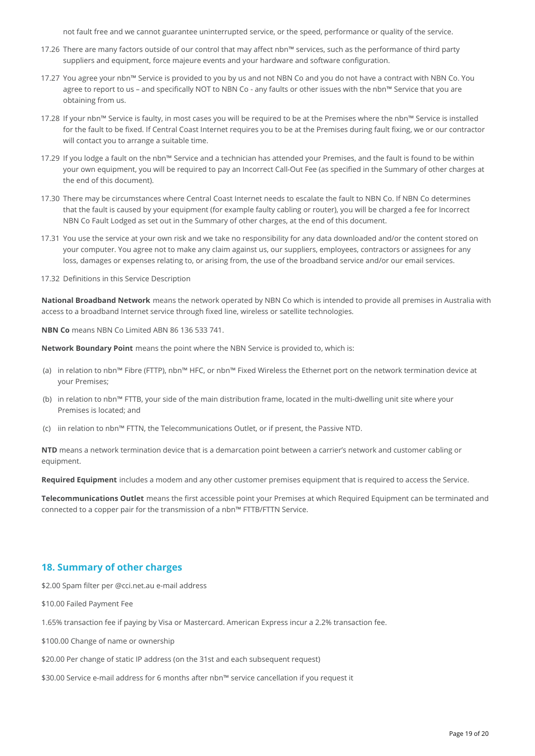not fault free and we cannot guarantee uninterrupted service, or the speed, performance or quality of the service.

17.26 There are many factors outside of our control that may affect nbn™ services, such as the performance of third party suppliers and equipment, force majeure events and your hardware and software configuration.

17.27 You agree your nbn™ Service is provided to you by us and not NBN Co and you do not have a contract with NBN Co. You agree to report to us – and specifically NOT to NBN Co - any faults or other issues with the nbn™ Service that you are obtaining from us.

17.28 If your nbn™ Service is faulty, in most cases you will be required to be at the Premises where the nbn™ Service is installed for the fault to be fixed. If Central Coast Internet requires you to be at the Premises during fault fixing, we or our contractor will contact you to arrange a suitable time.

17.29 If you lodge a fault on the nbn™ Service and a technician has attended your Premises, and the fault is found to be within your own equipment, you will be required to pay an Incorrect Call-Out Fee (as specified in the Summary of other charges at the end of this document).

17.30 There may be circumstances where Central Coast Internet needs to escalate the fault to NBN Co. If NBN Co determines that the fault is caused by your equipment (for example faulty cabling or router), you will be charged a fee for Incorrect NBN Co Fault Lodged as set out in the Summary of other charges, at the end of this document.

17.31 You use the service at your own risk and we take no responsibility for any data downloaded and/or the content stored on your computer. You agree not to make any claim against us, our suppliers, employees, contractors or assignees for any loss, damages or expenses relating to, or arising from, the use of the broadband service and/or our email services.

17.32 Definitions in this Service Description

**National Broadband Network** means the network operated by NBN Co which is intended to provide all premises in Australia with access to a broadband Internet service through fixed line, wireless or satellite technologies.

**NBN Co** means NBN Co Limited ABN 86 136 533 741.

**Network Boundary Point** means the point where the NBN Service is provided to, which is:

(a) in relation to nbn™ Fibre (FTTP), nbn™ HFC, or nbn™ Fixed Wireless the Ethernet port on the network termination device at your Premises;

(b) in relation to nbn™ FTTB, your side of the main distribution frame, located in the multi-dwelling unit site where your Premises is located; and

(c) iin relation to nbn™ FTTN, the Telecommunications Outlet, or if present, the Passive NTD.

**NTD** means a network termination device that is a demarcation point between a carrier's network and customer cabling or equipment.

**Required Equipment** includes a modem and any other customer premises equipment that is required to access the Service.

**Telecommunications Outlet** means the first accessible point your Premises at which Required Equipment can be terminated and connected to a copper pair for the transmission of a nbn™ FTTB/FTTN Service.

## 18. Summary of other charges

$2.00 Spam filter per @cci.net.au e-mail address

$10.00 Failed Payment Fee

1.65% transaction fee if paying by Visa or Mastercard. American Express incur a 2.2% transaction fee.

$100.00 Change of name or ownership

$20.00 Per change of static IP address (on the 31st and each subsequent request)

$30.00 Service e-mail address for 6 months after nbn™ service cancellation if you request it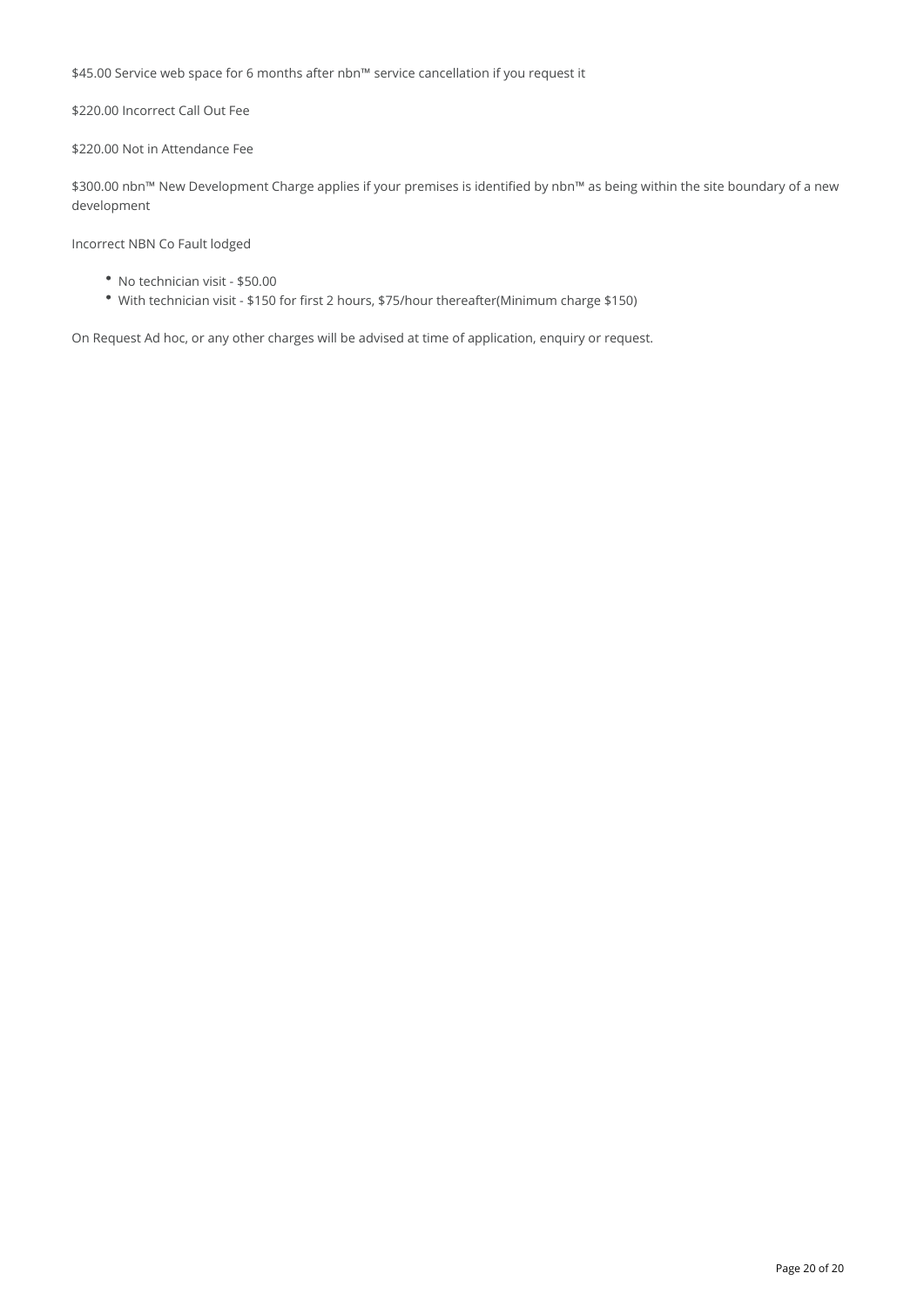$45.00 Service web space for 6 months after nbn™ service cancellation if you request it

$220.00 Incorrect Call Out Fee

$220.00 Not in Attendance Fee

$300.00 nbn™ New Development Charge applies if your premises is identified by nbn™ as being within the site boundary of a new development

Incorrect NBN Co Fault lodged

- No technician visit - $50.00
- With technician visit - $150 for first 2 hours, $75/hour thereafter(Minimum charge $150)

On Request Ad hoc, or any other charges will be advised at time of application, enquiry or request.